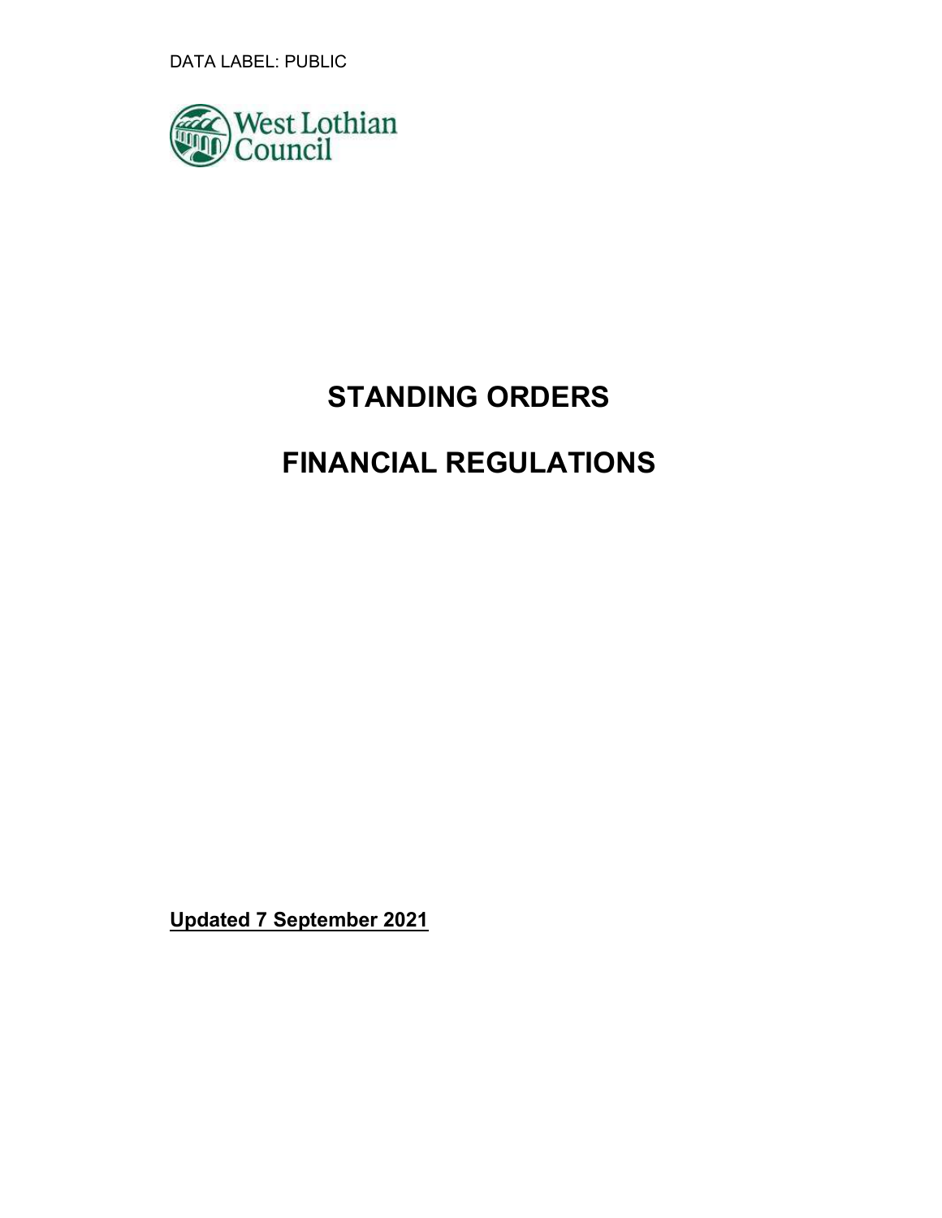DATA LABEL: PUBLIC

West Lothian Council

# STANDING ORDERS

# FINANCIAL REGULATIONS

**Updated 7 September 2021**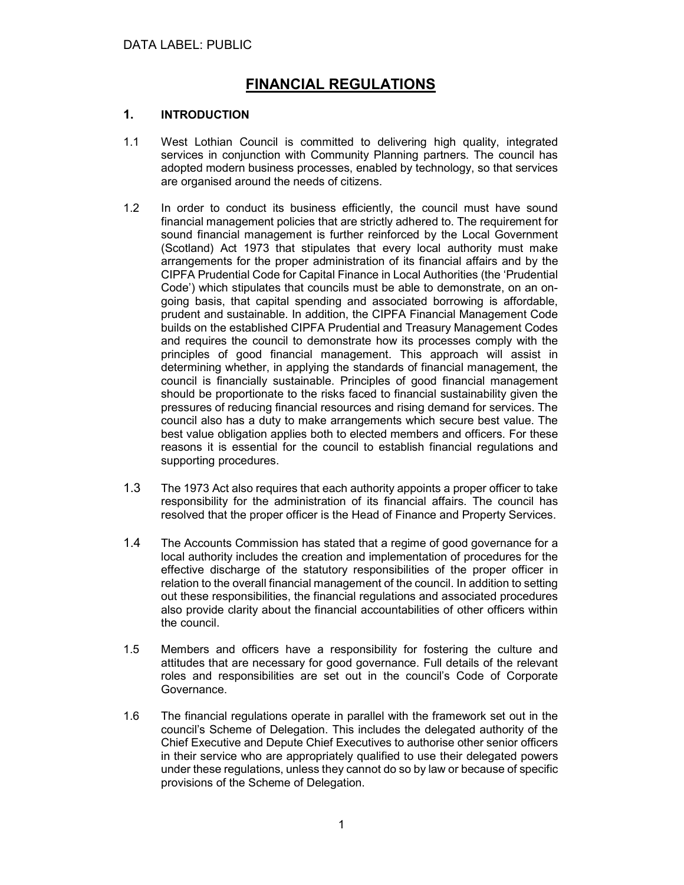DATA LABEL: PUBLIC

# FINANCIAL REGULATIONS

## 1. INTRODUCTION

1.1 West Lothian Council is committed to delivering high quality, integrated services in conjunction with Community Planning partners. The council has adopted modern business processes, enabled by technology, so that services are organised around the needs of citizens.

1.2 In order to conduct its business efficiently, the council must have sound financial management policies that are strictly adhered to. The requirement for sound financial management is further reinforced by the Local Government (Scotland) Act 1973 that stipulates that every local authority must make arrangements for the proper administration of its financial affairs and by the CIPFA Prudential Code for Capital Finance in Local Authorities (the 'Prudential Code') which stipulates that councils must be able to demonstrate, on an on-going basis, that capital spending and associated borrowing is affordable, prudent and sustainable. In addition, the CIPFA Financial Management Code builds on the established CIPFA Prudential and Treasury Management Codes and requires the council to demonstrate how its processes comply with the principles of good financial management. This approach will assist in determining whether, in applying the standards of financial management, the council is financially sustainable. Principles of good financial management should be proportionate to the risks faced to financial sustainability given the pressures of reducing financial resources and rising demand for services. The council also has a duty to make arrangements which secure best value. The best value obligation applies both to elected members and officers. For these reasons it is essential for the council to establish financial regulations and supporting procedures.

1.3 The 1973 Act also requires that each authority appoints a proper officer to take responsibility for the administration of its financial affairs. The council has resolved that the proper officer is the Head of Finance and Property Services.

1.4 The Accounts Commission has stated that a regime of good governance for a local authority includes the creation and implementation of procedures for the effective discharge of the statutory responsibilities of the proper officer in relation to the overall financial management of the council. In addition to setting out these responsibilities, the financial regulations and associated procedures also provide clarity about the financial accountabilities of other officers within the council.

1.5 Members and officers have a responsibility for fostering the culture and attitudes that are necessary for good governance. Full details of the relevant roles and responsibilities are set out in the council's Code of Corporate Governance.

1.6 The financial regulations operate in parallel with the framework set out in the council's Scheme of Delegation. This includes the delegated authority of the Chief Executive and Depute Chief Executives to authorise other senior officers in their service who are appropriately qualified to use their delegated powers under these regulations, unless they cannot do so by law or because of specific provisions of the Scheme of Delegation.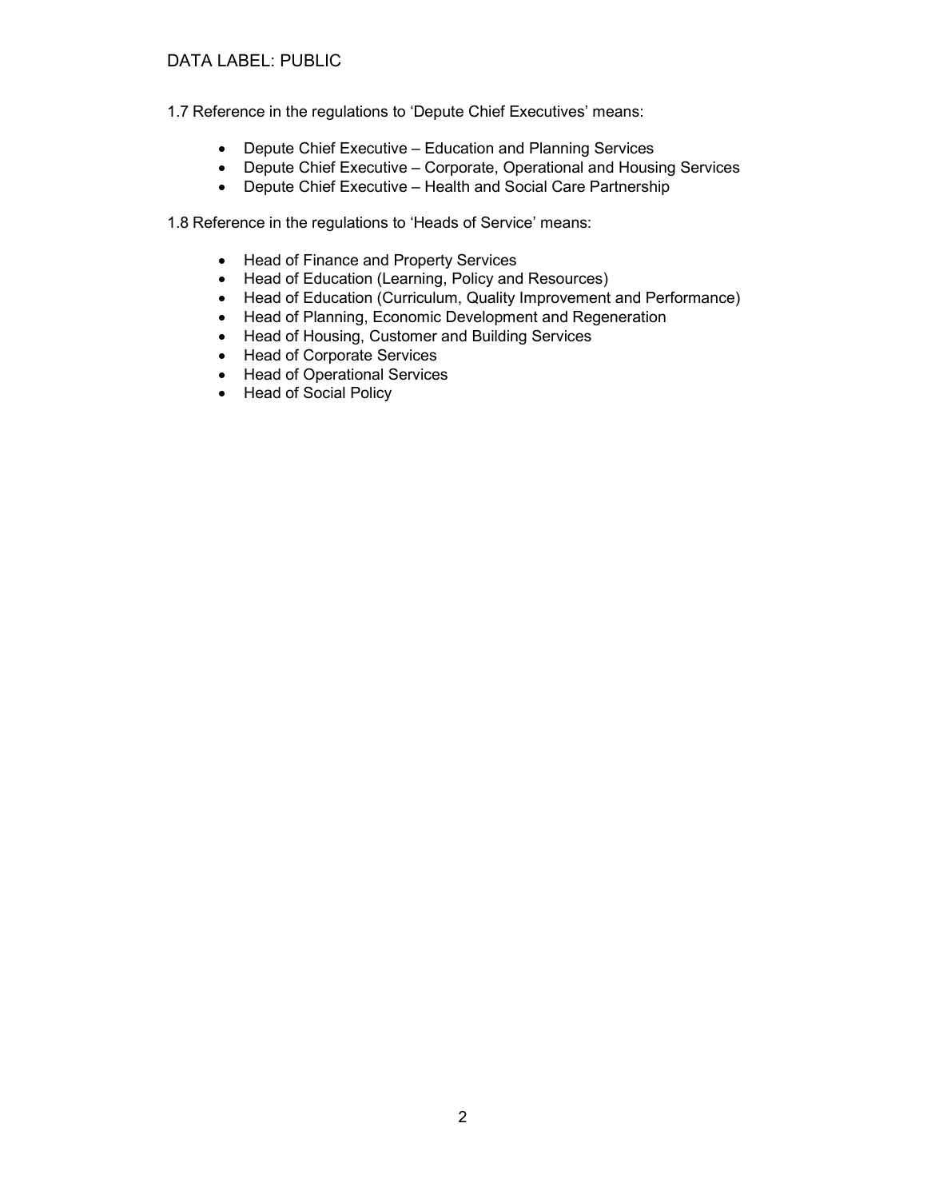1.7 Reference in the regulations to 'Depute Chief Executives' means:

- Depute Chief Executive – Education and Planning Services
- Depute Chief Executive – Corporate, Operational and Housing Services
- Depute Chief Executive – Health and Social Care Partnership

1.8 Reference in the regulations to 'Heads of Service' means:

- Head of Finance and Property Services
- Head of Education (Learning, Policy and Resources)
- Head of Education (Curriculum, Quality Improvement and Performance)
- Head of Planning, Economic Development and Regeneration
- Head of Housing, Customer and Building Services
- Head of Corporate Services
- Head of Operational Services
- Head of Social Policy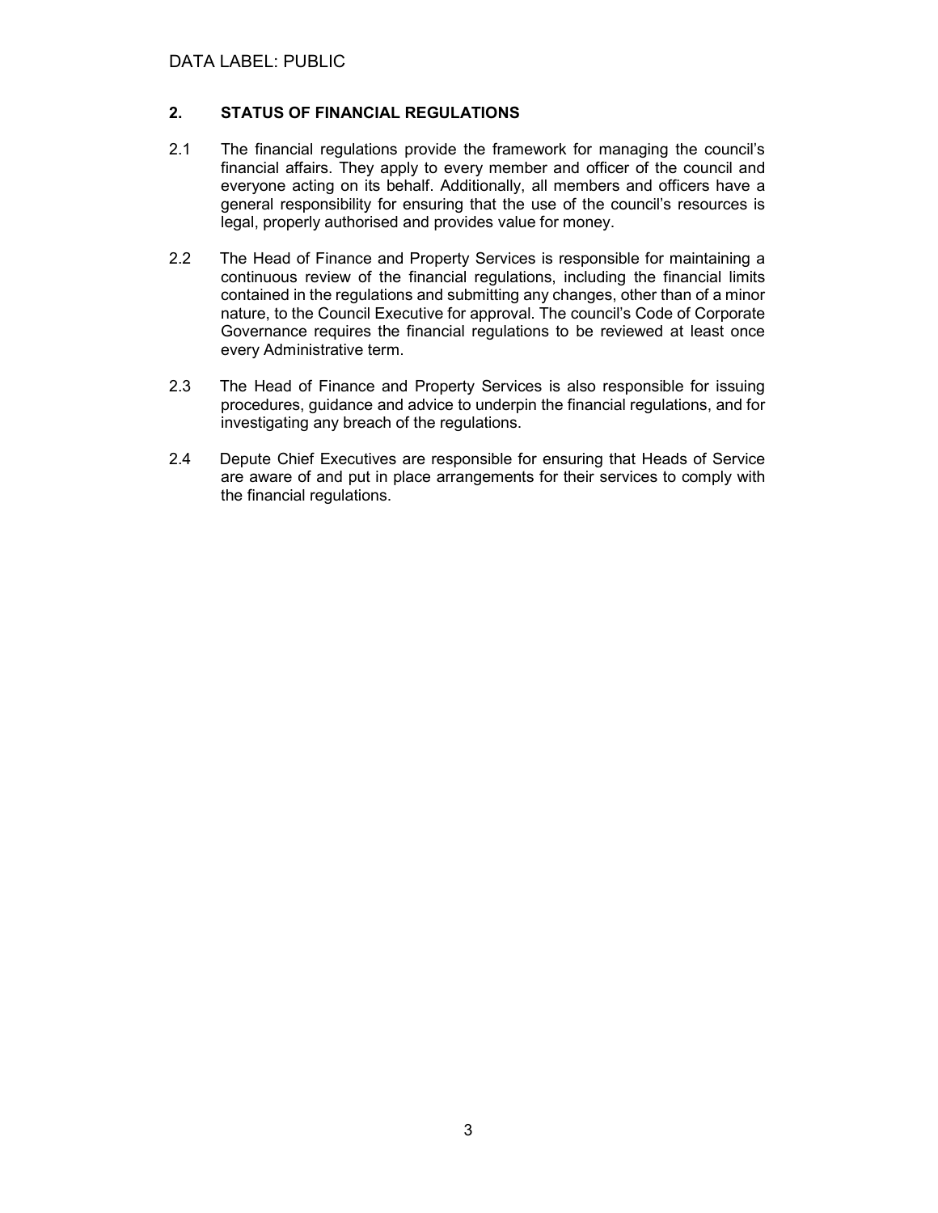## 2. STATUS OF FINANCIAL REGULATIONS

2.1 The financial regulations provide the framework for managing the council's financial affairs. They apply to every member and officer of the council and everyone acting on its behalf. Additionally, all members and officers have a general responsibility for ensuring that the use of the council's resources is legal, properly authorised and provides value for money.

2.2 The Head of Finance and Property Services is responsible for maintaining a continuous review of the financial regulations, including the financial limits contained in the regulations and submitting any changes, other than of a minor nature, to the Council Executive for approval. The council's Code of Corporate Governance requires the financial regulations to be reviewed at least once every Administrative term.

2.3 The Head of Finance and Property Services is also responsible for issuing procedures, guidance and advice to underpin the financial regulations, and for investigating any breach of the regulations.

2.4 Depute Chief Executives are responsible for ensuring that Heads of Service are aware of and put in place arrangements for their services to comply with the financial regulations.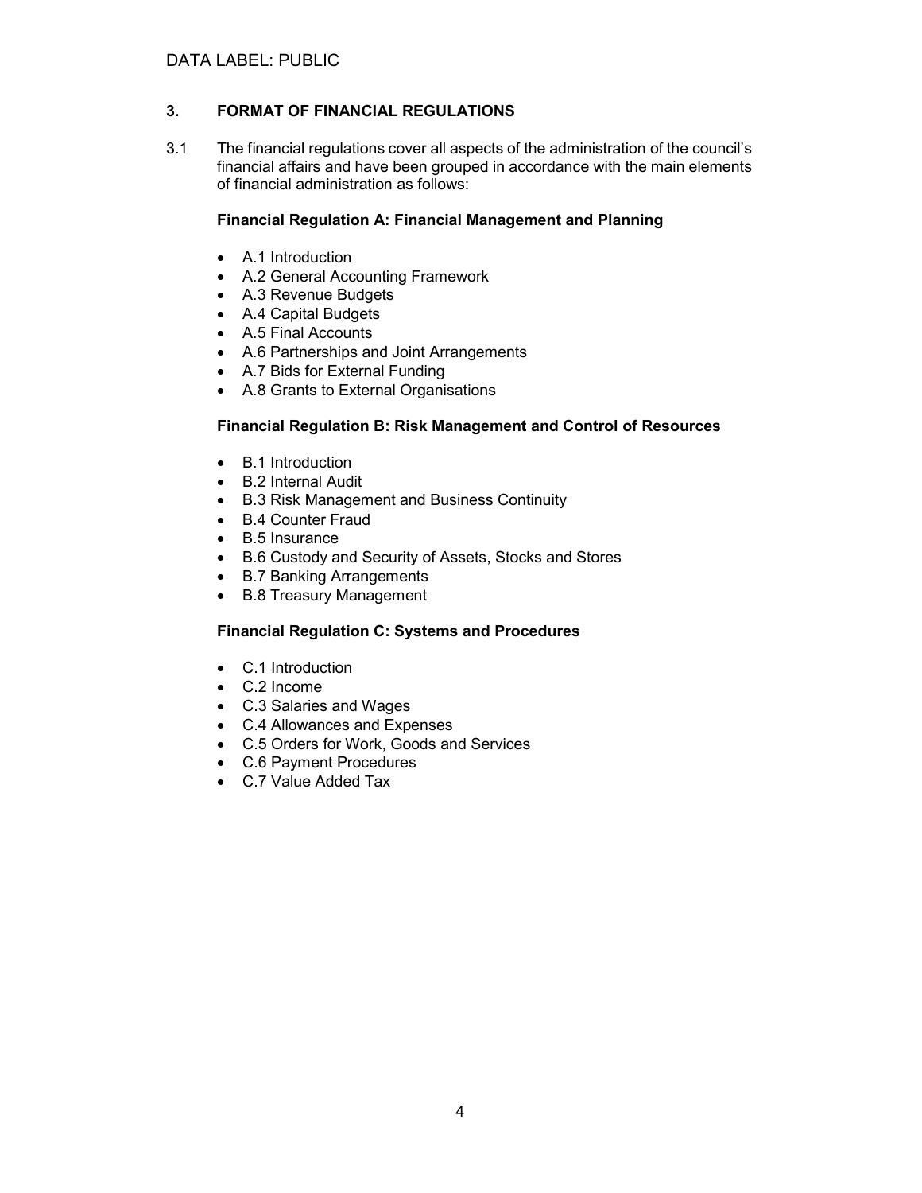## 3. FORMAT OF FINANCIAL REGULATIONS

3.1 The financial regulations cover all aspects of the administration of the council's financial affairs and have been grouped in accordance with the main elements of financial administration as follows:

**Financial Regulation A: Financial Management and Planning**

- A.1 Introduction
- A.2 General Accounting Framework
- A.3 Revenue Budgets
- A.4 Capital Budgets
- A.5 Final Accounts
- A.6 Partnerships and Joint Arrangements
- A.7 Bids for External Funding
- A.8 Grants to External Organisations

**Financial Regulation B: Risk Management and Control of Resources**

- B.1 Introduction
- B.2 Internal Audit
- B.3 Risk Management and Business Continuity
- B.4 Counter Fraud
- B.5 Insurance
- B.6 Custody and Security of Assets, Stocks and Stores
- B.7 Banking Arrangements
- B.8 Treasury Management

**Financial Regulation C: Systems and Procedures**

- C.1 Introduction
- C.2 Income
- C.3 Salaries and Wages
- C.4 Allowances and Expenses
- C.5 Orders for Work, Goods and Services
- C.6 Payment Procedures
- C.7 Value Added Tax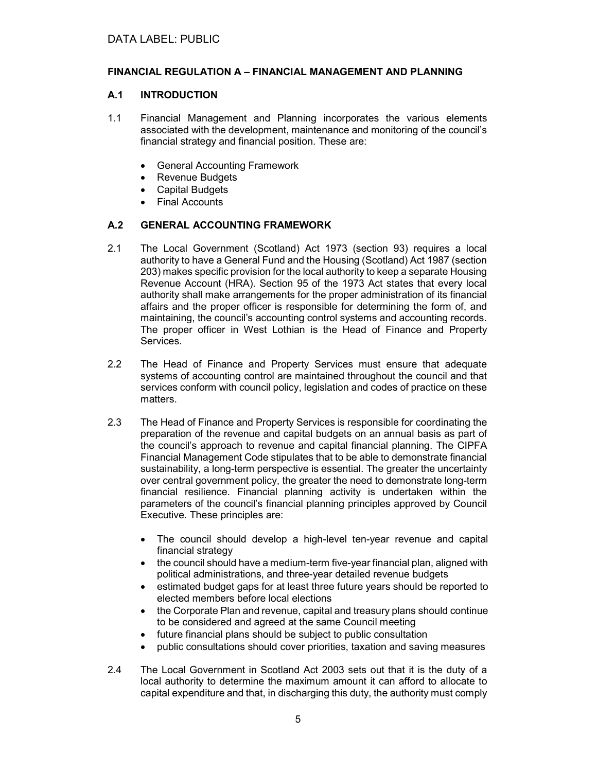DATA LABEL: PUBLIC

## FINANCIAL REGULATION A – FINANCIAL MANAGEMENT AND PLANNING

### A.1 INTRODUCTION

1.1 Financial Management and Planning incorporates the various elements associated with the development, maintenance and monitoring of the council's financial strategy and financial position. These are:

- General Accounting Framework
- Revenue Budgets
- Capital Budgets
- Final Accounts

### A.2 GENERAL ACCOUNTING FRAMEWORK

2.1 The Local Government (Scotland) Act 1973 (section 93) requires a local authority to have a General Fund and the Housing (Scotland) Act 1987 (section 203) makes specific provision for the local authority to keep a separate Housing Revenue Account (HRA). Section 95 of the 1973 Act states that every local authority shall make arrangements for the proper administration of its financial affairs and the proper officer is responsible for determining the form of, and maintaining, the council's accounting control systems and accounting records. The proper officer in West Lothian is the Head of Finance and Property Services.

2.2 The Head of Finance and Property Services must ensure that adequate systems of accounting control are maintained throughout the council and that services conform with council policy, legislation and codes of practice on these matters.

2.3 The Head of Finance and Property Services is responsible for coordinating the preparation of the revenue and capital budgets on an annual basis as part of the council's approach to revenue and capital financial planning. The CIPFA Financial Management Code stipulates that to be able to demonstrate financial sustainability, a long-term perspective is essential. The greater the uncertainty over central government policy, the greater the need to demonstrate long-term financial resilience. Financial planning activity is undertaken within the parameters of the council's financial planning principles approved by Council Executive. These principles are:

- The council should develop a high-level ten-year revenue and capital financial strategy
- the council should have a medium-term five-year financial plan, aligned with political administrations, and three-year detailed revenue budgets
- estimated budget gaps for at least three future years should be reported to elected members before local elections
- the Corporate Plan and revenue, capital and treasury plans should continue to be considered and agreed at the same Council meeting
- future financial plans should be subject to public consultation
- public consultations should cover priorities, taxation and saving measures

2.4 The Local Government in Scotland Act 2003 sets out that it is the duty of a local authority to determine the maximum amount it can afford to allocate to capital expenditure and that, in discharging this duty, the authority must comply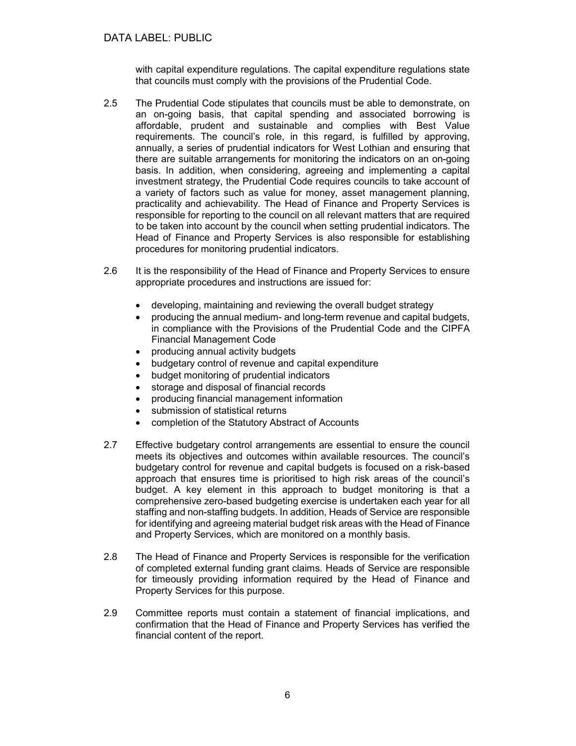with capital expenditure regulations. The capital expenditure regulations state that councils must comply with the provisions of the Prudential Code.

2.5 The Prudential Code stipulates that councils must be able to demonstrate, on an on-going basis, that capital spending and associated borrowing is affordable, prudent and sustainable and complies with Best Value requirements. The council's role, in this regard, is fulfilled by approving, annually, a series of prudential indicators for West Lothian and ensuring that there are suitable arrangements for monitoring the indicators on an on-going basis. In addition, when considering, agreeing and implementing a capital investment strategy, the Prudential Code requires councils to take account of a variety of factors such as value for money, asset management planning, practicality and achievability. The Head of Finance and Property Services is responsible for reporting to the council on all relevant matters that are required to be taken into account by the council when setting prudential indicators. The Head of Finance and Property Services is also responsible for establishing procedures for monitoring prudential indicators.

2.6 It is the responsibility of the Head of Finance and Property Services to ensure appropriate procedures and instructions are issued for:

- developing, maintaining and reviewing the overall budget strategy
- producing the annual medium- and long-term revenue and capital budgets, in compliance with the Provisions of the Prudential Code and the CIPFA Financial Management Code
- producing annual activity budgets
- budgetary control of revenue and capital expenditure
- budget monitoring of prudential indicators
- storage and disposal of financial records
- producing financial management information
- submission of statistical returns
- completion of the Statutory Abstract of Accounts

2.7 Effective budgetary control arrangements are essential to ensure the council meets its objectives and outcomes within available resources. The council's budgetary control for revenue and capital budgets is focused on a risk-based approach that ensures time is prioritised to high risk areas of the council's budget. A key element in this approach to budget monitoring is that a comprehensive zero-based budgeting exercise is undertaken each year for all staffing and non-staffing budgets. In addition, Heads of Service are responsible for identifying and agreeing material budget risk areas with the Head of Finance and Property Services, which are monitored on a monthly basis.

2.8 The Head of Finance and Property Services is responsible for the verification of completed external funding grant claims. Heads of Service are responsible for timeously providing information required by the Head of Finance and Property Services for this purpose.

2.9 Committee reports must contain a statement of financial implications, and confirmation that the Head of Finance and Property Services has verified the financial content of the report.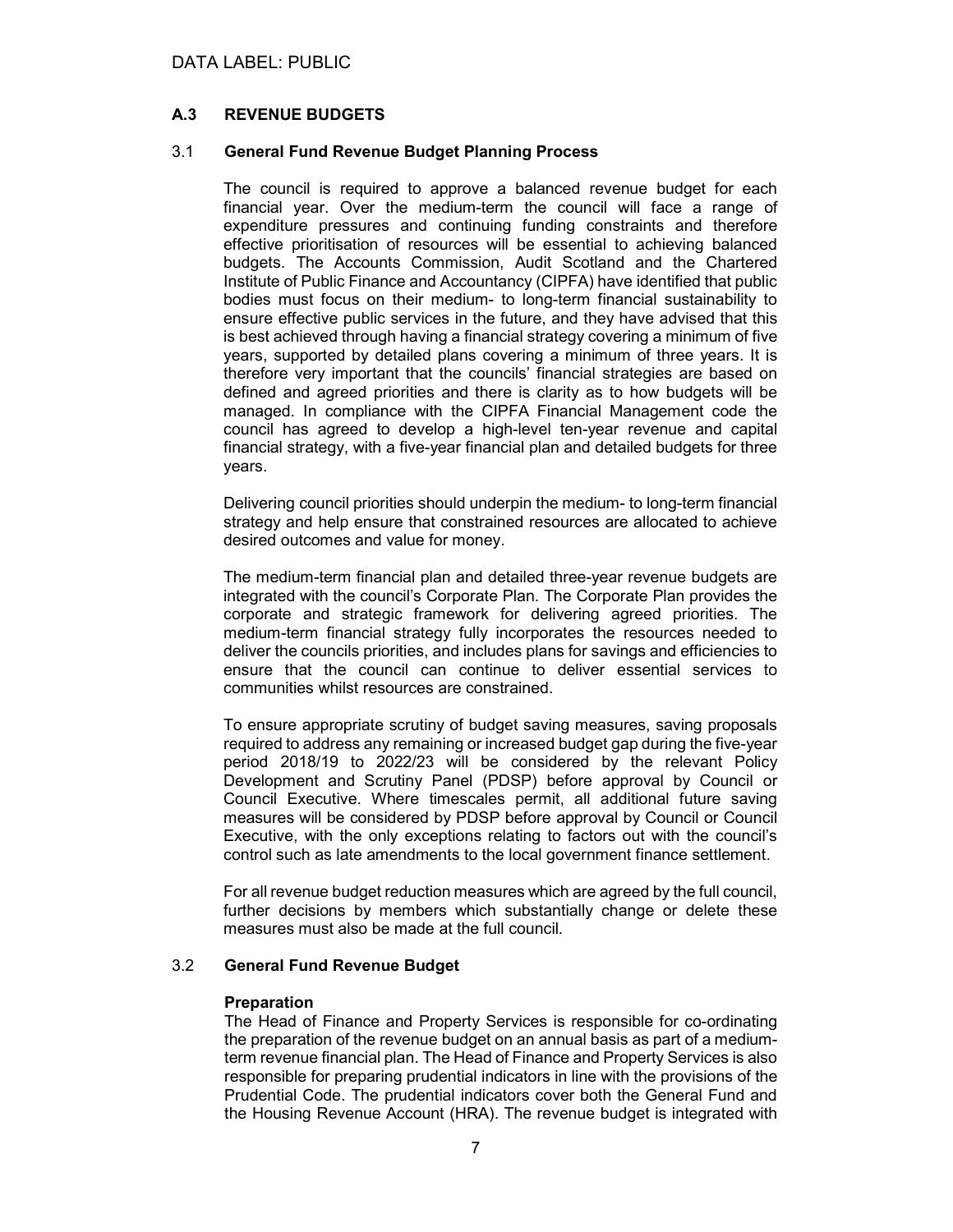## A.3 REVENUE BUDGETS

### 3.1 General Fund Revenue Budget Planning Process

The council is required to approve a balanced revenue budget for each financial year. Over the medium-term the council will face a range of expenditure pressures and continuing funding constraints and therefore effective prioritisation of resources will be essential to achieving balanced budgets. The Accounts Commission, Audit Scotland and the Chartered Institute of Public Finance and Accountancy (CIPFA) have identified that public bodies must focus on their medium- to long-term financial sustainability to ensure effective public services in the future, and they have advised that this is best achieved through having a financial strategy covering a minimum of five years, supported by detailed plans covering a minimum of three years. It is therefore very important that the councils' financial strategies are based on defined and agreed priorities and there is clarity as to how budgets will be managed. In compliance with the CIPFA Financial Management code the council has agreed to develop a high-level ten-year revenue and capital financial strategy, with a five-year financial plan and detailed budgets for three years.

Delivering council priorities should underpin the medium- to long-term financial strategy and help ensure that constrained resources are allocated to achieve desired outcomes and value for money.

The medium-term financial plan and detailed three-year revenue budgets are integrated with the council's Corporate Plan. The Corporate Plan provides the corporate and strategic framework for delivering agreed priorities. The medium-term financial strategy fully incorporates the resources needed to deliver the councils priorities, and includes plans for savings and efficiencies to ensure that the council can continue to deliver essential services to communities whilst resources are constrained.

To ensure appropriate scrutiny of budget saving measures, saving proposals required to address any remaining or increased budget gap during the five-year period 2018/19 to 2022/23 will be considered by the relevant Policy Development and Scrutiny Panel (PDSP) before approval by Council or Council Executive. Where timescales permit, all additional future saving measures will be considered by PDSP before approval by Council or Council Executive, with the only exceptions relating to factors out with the council's control such as late amendments to the local government finance settlement.

For all revenue budget reduction measures which are agreed by the full council, further decisions by members which substantially change or delete these measures must also be made at the full council.

### 3.2 General Fund Revenue Budget

**Preparation**

The Head of Finance and Property Services is responsible for co-ordinating the preparation of the revenue budget on an annual basis as part of a medium-term revenue financial plan. The Head of Finance and Property Services is also responsible for preparing prudential indicators in line with the provisions of the Prudential Code. The prudential indicators cover both the General Fund and the Housing Revenue Account (HRA). The revenue budget is integrated with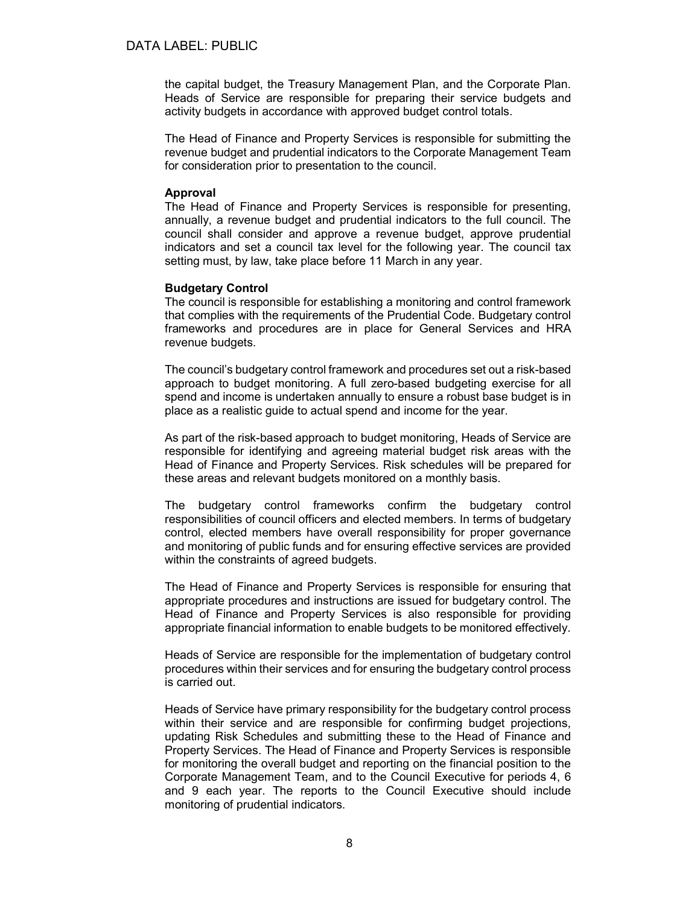the capital budget, the Treasury Management Plan, and the Corporate Plan. Heads of Service are responsible for preparing their service budgets and activity budgets in accordance with approved budget control totals.

The Head of Finance and Property Services is responsible for submitting the revenue budget and prudential indicators to the Corporate Management Team for consideration prior to presentation to the council.

**Approval**

The Head of Finance and Property Services is responsible for presenting, annually, a revenue budget and prudential indicators to the full council. The council shall consider and approve a revenue budget, approve prudential indicators and set a council tax level for the following year. The council tax setting must, by law, take place before 11 March in any year.

**Budgetary Control**

The council is responsible for establishing a monitoring and control framework that complies with the requirements of the Prudential Code. Budgetary control frameworks and procedures are in place for General Services and HRA revenue budgets.

The council's budgetary control framework and procedures set out a risk-based approach to budget monitoring. A full zero-based budgeting exercise for all spend and income is undertaken annually to ensure a robust base budget is in place as a realistic guide to actual spend and income for the year.

As part of the risk-based approach to budget monitoring, Heads of Service are responsible for identifying and agreeing material budget risk areas with the Head of Finance and Property Services. Risk schedules will be prepared for these areas and relevant budgets monitored on a monthly basis.

The budgetary control frameworks confirm the budgetary control responsibilities of council officers and elected members. In terms of budgetary control, elected members have overall responsibility for proper governance and monitoring of public funds and for ensuring effective services are provided within the constraints of agreed budgets.

The Head of Finance and Property Services is responsible for ensuring that appropriate procedures and instructions are issued for budgetary control. The Head of Finance and Property Services is also responsible for providing appropriate financial information to enable budgets to be monitored effectively.

Heads of Service are responsible for the implementation of budgetary control procedures within their services and for ensuring the budgetary control process is carried out.

Heads of Service have primary responsibility for the budgetary control process within their service and are responsible for confirming budget projections, updating Risk Schedules and submitting these to the Head of Finance and Property Services. The Head of Finance and Property Services is responsible for monitoring the overall budget and reporting on the financial position to the Corporate Management Team, and to the Council Executive for periods 4, 6 and 9 each year. The reports to the Council Executive should include monitoring of prudential indicators.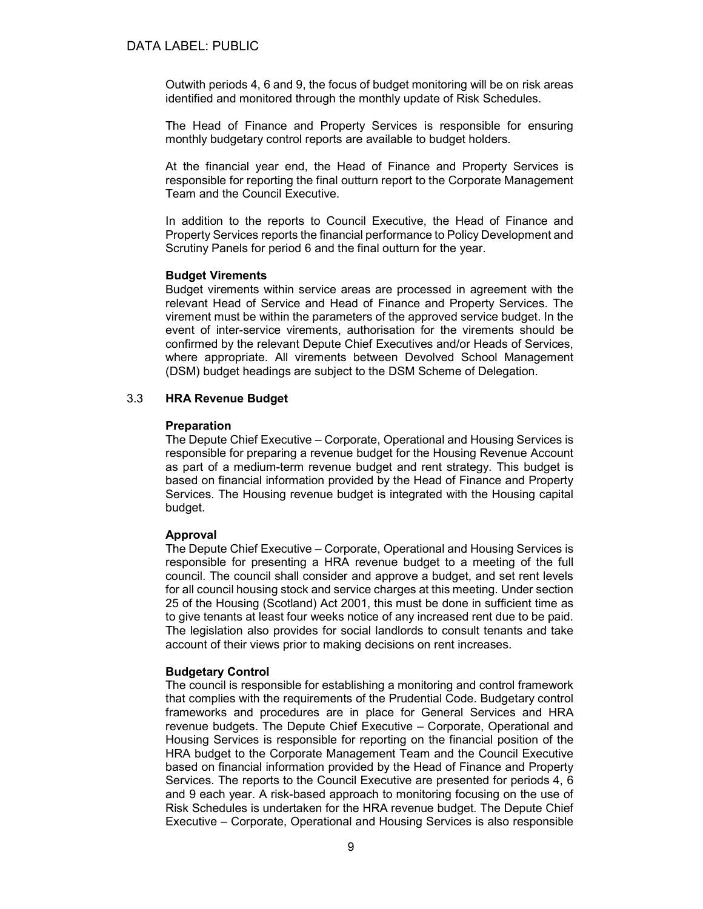Outwith periods 4, 6 and 9, the focus of budget monitoring will be on risk areas identified and monitored through the monthly update of Risk Schedules.

The Head of Finance and Property Services is responsible for ensuring monthly budgetary control reports are available to budget holders.

At the financial year end, the Head of Finance and Property Services is responsible for reporting the final outturn report to the Corporate Management Team and the Council Executive.

In addition to the reports to Council Executive, the Head of Finance and Property Services reports the financial performance to Policy Development and Scrutiny Panels for period 6 and the final outturn for the year.

**Budget Virements**

Budget virements within service areas are processed in agreement with the relevant Head of Service and Head of Finance and Property Services. The virement must be within the parameters of the approved service budget. In the event of inter-service virements, authorisation for the virements should be confirmed by the relevant Depute Chief Executives and/or Heads of Services, where appropriate. All virements between Devolved School Management (DSM) budget headings are subject to the DSM Scheme of Delegation.

### 3.3 HRA Revenue Budget

**Preparation**

The Depute Chief Executive – Corporate, Operational and Housing Services is responsible for preparing a revenue budget for the Housing Revenue Account as part of a medium-term revenue budget and rent strategy. This budget is based on financial information provided by the Head of Finance and Property Services. The Housing revenue budget is integrated with the Housing capital budget.

**Approval**

The Depute Chief Executive – Corporate, Operational and Housing Services is responsible for presenting a HRA revenue budget to a meeting of the full council. The council shall consider and approve a budget, and set rent levels for all council housing stock and service charges at this meeting. Under section 25 of the Housing (Scotland) Act 2001, this must be done in sufficient time as to give tenants at least four weeks notice of any increased rent due to be paid. The legislation also provides for social landlords to consult tenants and take account of their views prior to making decisions on rent increases.

**Budgetary Control**

The council is responsible for establishing a monitoring and control framework that complies with the requirements of the Prudential Code. Budgetary control frameworks and procedures are in place for General Services and HRA revenue budgets. The Depute Chief Executive – Corporate, Operational and Housing Services is responsible for reporting on the financial position of the HRA budget to the Corporate Management Team and the Council Executive based on financial information provided by the Head of Finance and Property Services. The reports to the Council Executive are presented for periods 4, 6 and 9 each year. A risk-based approach to monitoring focusing on the use of Risk Schedules is undertaken for the HRA revenue budget. The Depute Chief Executive – Corporate, Operational and Housing Services is also responsible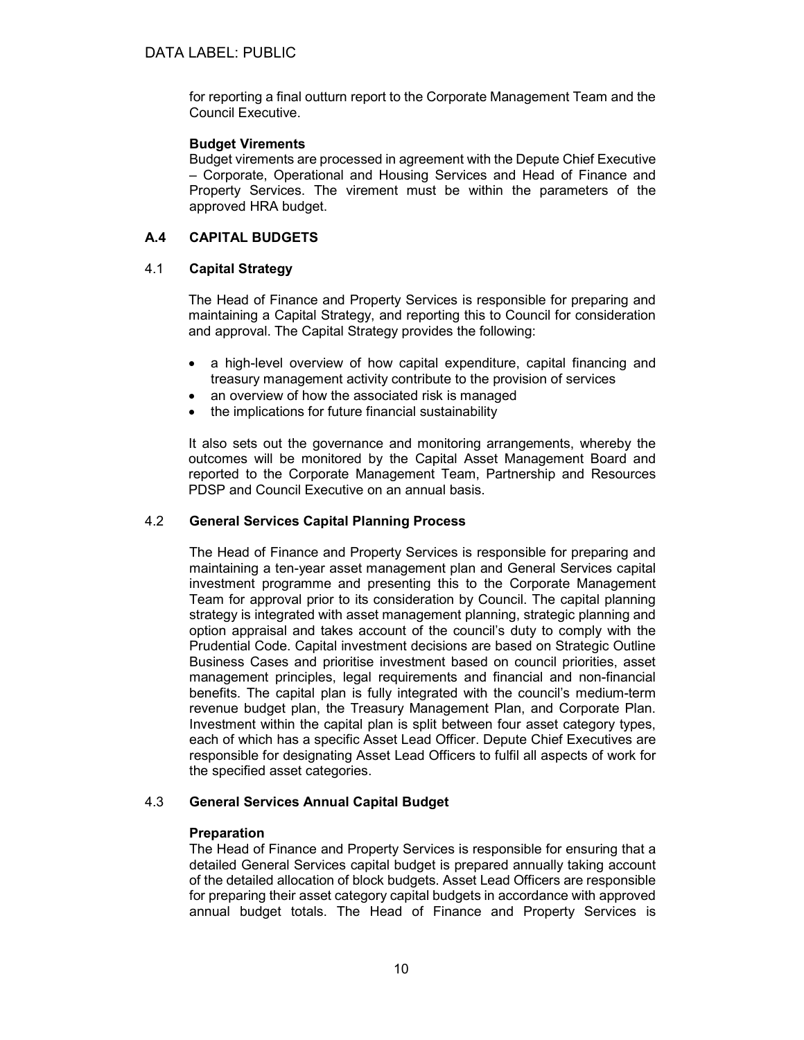for reporting a final outturn report to the Corporate Management Team and the Council Executive.

**Budget Virements**

Budget virements are processed in agreement with the Depute Chief Executive – Corporate, Operational and Housing Services and Head of Finance and Property Services. The virement must be within the parameters of the approved HRA budget.

## A.4 CAPITAL BUDGETS

### 4.1 Capital Strategy

The Head of Finance and Property Services is responsible for preparing and maintaining a Capital Strategy, and reporting this to Council for consideration and approval. The Capital Strategy provides the following:

- a high-level overview of how capital expenditure, capital financing and treasury management activity contribute to the provision of services
- an overview of how the associated risk is managed
- the implications for future financial sustainability

It also sets out the governance and monitoring arrangements, whereby the outcomes will be monitored by the Capital Asset Management Board and reported to the Corporate Management Team, Partnership and Resources PDSP and Council Executive on an annual basis.

### 4.2 General Services Capital Planning Process

The Head of Finance and Property Services is responsible for preparing and maintaining a ten-year asset management plan and General Services capital investment programme and presenting this to the Corporate Management Team for approval prior to its consideration by Council. The capital planning strategy is integrated with asset management planning, strategic planning and option appraisal and takes account of the council's duty to comply with the Prudential Code. Capital investment decisions are based on Strategic Outline Business Cases and prioritise investment based on council priorities, asset management principles, legal requirements and financial and non-financial benefits. The capital plan is fully integrated with the council's medium-term revenue budget plan, the Treasury Management Plan, and Corporate Plan. Investment within the capital plan is split between four asset category types, each of which has a specific Asset Lead Officer. Depute Chief Executives are responsible for designating Asset Lead Officers to fulfil all aspects of work for the specified asset categories.

### 4.3 General Services Annual Capital Budget

**Preparation**

The Head of Finance and Property Services is responsible for ensuring that a detailed General Services capital budget is prepared annually taking account of the detailed allocation of block budgets. Asset Lead Officers are responsible for preparing their asset category capital budgets in accordance with approved annual budget totals. The Head of Finance and Property Services is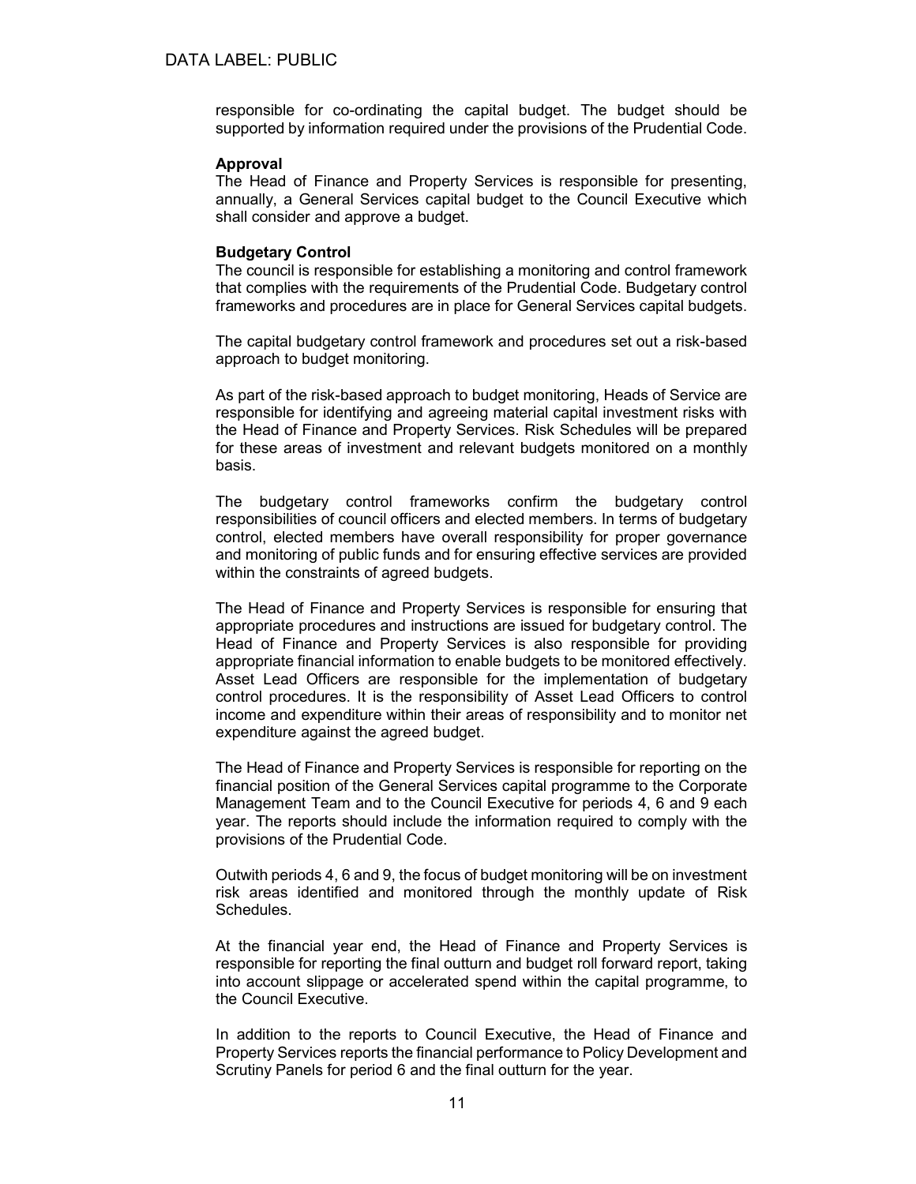responsible for co-ordinating the capital budget. The budget should be supported by information required under the provisions of the Prudential Code.

**Approval**

The Head of Finance and Property Services is responsible for presenting, annually, a General Services capital budget to the Council Executive which shall consider and approve a budget.

**Budgetary Control**

The council is responsible for establishing a monitoring and control framework that complies with the requirements of the Prudential Code. Budgetary control frameworks and procedures are in place for General Services capital budgets.

The capital budgetary control framework and procedures set out a risk-based approach to budget monitoring.

As part of the risk-based approach to budget monitoring, Heads of Service are responsible for identifying and agreeing material capital investment risks with the Head of Finance and Property Services. Risk Schedules will be prepared for these areas of investment and relevant budgets monitored on a monthly basis.

The budgetary control frameworks confirm the budgetary control responsibilities of council officers and elected members. In terms of budgetary control, elected members have overall responsibility for proper governance and monitoring of public funds and for ensuring effective services are provided within the constraints of agreed budgets.

The Head of Finance and Property Services is responsible for ensuring that appropriate procedures and instructions are issued for budgetary control. The Head of Finance and Property Services is also responsible for providing appropriate financial information to enable budgets to be monitored effectively. Asset Lead Officers are responsible for the implementation of budgetary control procedures. It is the responsibility of Asset Lead Officers to control income and expenditure within their areas of responsibility and to monitor net expenditure against the agreed budget.

The Head of Finance and Property Services is responsible for reporting on the financial position of the General Services capital programme to the Corporate Management Team and to the Council Executive for periods 4, 6 and 9 each year. The reports should include the information required to comply with the provisions of the Prudential Code.

Outwith periods 4, 6 and 9, the focus of budget monitoring will be on investment risk areas identified and monitored through the monthly update of Risk Schedules.

At the financial year end, the Head of Finance and Property Services is responsible for reporting the final outturn and budget roll forward report, taking into account slippage or accelerated spend within the capital programme, to the Council Executive.

In addition to the reports to Council Executive, the Head of Finance and Property Services reports the financial performance to Policy Development and Scrutiny Panels for period 6 and the final outturn for the year.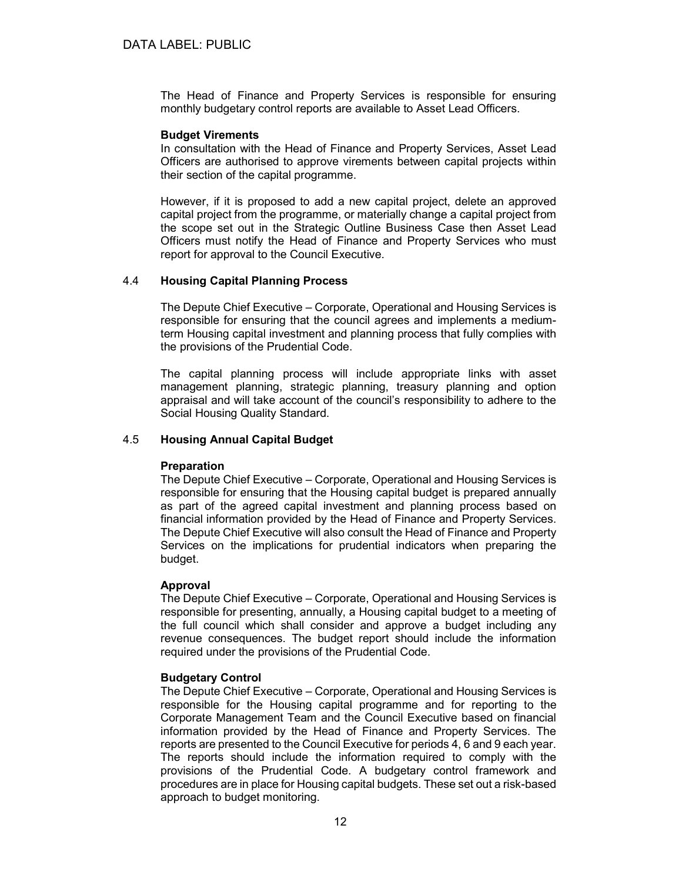The Head of Finance and Property Services is responsible for ensuring monthly budgetary control reports are available to Asset Lead Officers.

**Budget Virements**

In consultation with the Head of Finance and Property Services, Asset Lead Officers are authorised to approve virements between capital projects within their section of the capital programme.

However, if it is proposed to add a new capital project, delete an approved capital project from the programme, or materially change a capital project from the scope set out in the Strategic Outline Business Case then Asset Lead Officers must notify the Head of Finance and Property Services who must report for approval to the Council Executive.

### 4.4 Housing Capital Planning Process

The Depute Chief Executive – Corporate, Operational and Housing Services is responsible for ensuring that the council agrees and implements a medium-term Housing capital investment and planning process that fully complies with the provisions of the Prudential Code.

The capital planning process will include appropriate links with asset management planning, strategic planning, treasury planning and option appraisal and will take account of the council's responsibility to adhere to the Social Housing Quality Standard.

### 4.5 Housing Annual Capital Budget

**Preparation**

The Depute Chief Executive – Corporate, Operational and Housing Services is responsible for ensuring that the Housing capital budget is prepared annually as part of the agreed capital investment and planning process based on financial information provided by the Head of Finance and Property Services. The Depute Chief Executive will also consult the Head of Finance and Property Services on the implications for prudential indicators when preparing the budget.

**Approval**

The Depute Chief Executive – Corporate, Operational and Housing Services is responsible for presenting, annually, a Housing capital budget to a meeting of the full council which shall consider and approve a budget including any revenue consequences. The budget report should include the information required under the provisions of the Prudential Code.

**Budgetary Control**

The Depute Chief Executive – Corporate, Operational and Housing Services is responsible for the Housing capital programme and for reporting to the Corporate Management Team and the Council Executive based on financial information provided by the Head of Finance and Property Services. The reports are presented to the Council Executive for periods 4, 6 and 9 each year. The reports should include the information required to comply with the provisions of the Prudential Code. A budgetary control framework and procedures are in place for Housing capital budgets. These set out a risk-based approach to budget monitoring.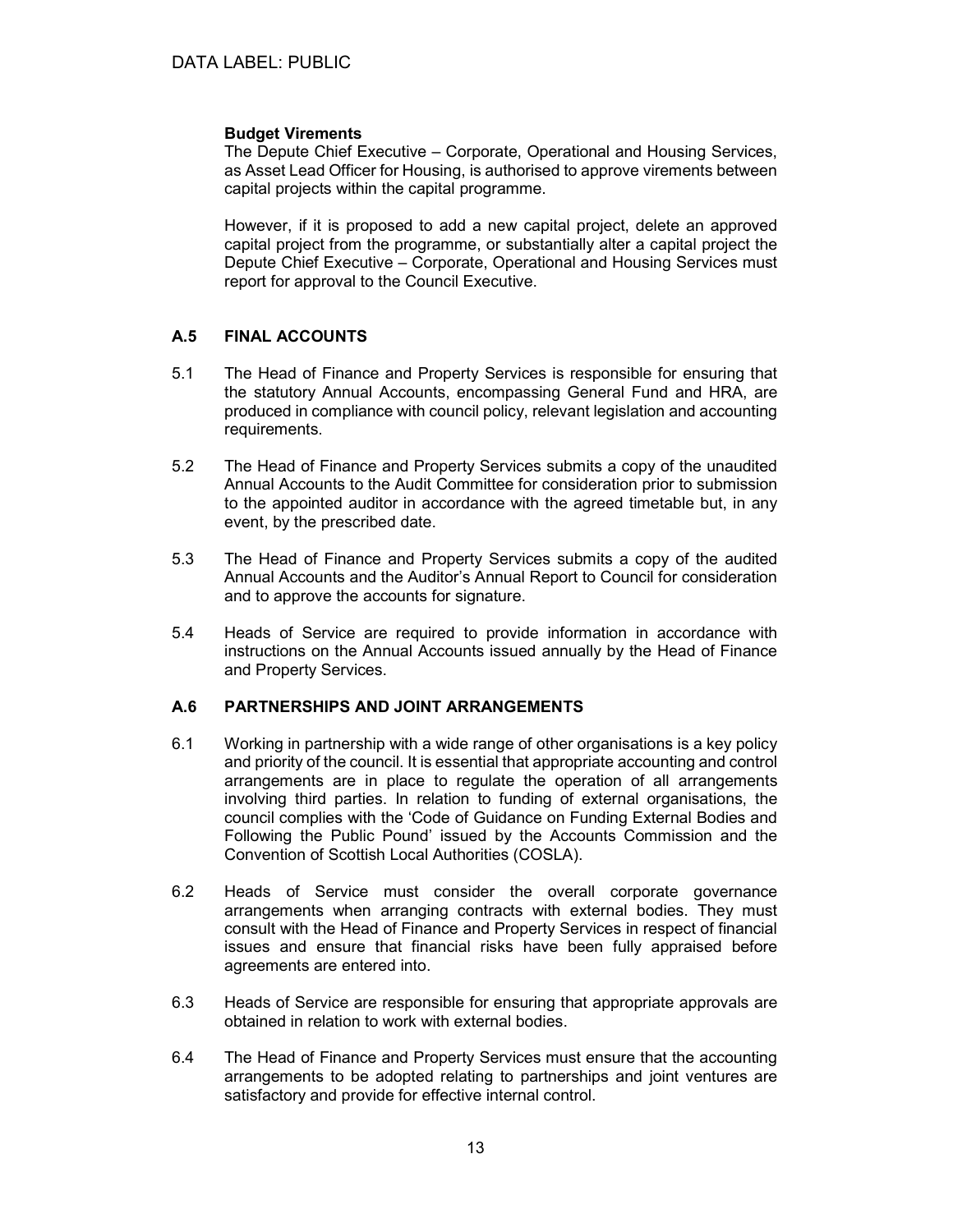**Budget Virements**

The Depute Chief Executive – Corporate, Operational and Housing Services, as Asset Lead Officer for Housing, is authorised to approve virements between capital projects within the capital programme.

However, if it is proposed to add a new capital project, delete an approved capital project from the programme, or substantially alter a capital project the Depute Chief Executive – Corporate, Operational and Housing Services must report for approval to the Council Executive.

## A.5 FINAL ACCOUNTS

5.1 The Head of Finance and Property Services is responsible for ensuring that the statutory Annual Accounts, encompassing General Fund and HRA, are produced in compliance with council policy, relevant legislation and accounting requirements.

5.2 The Head of Finance and Property Services submits a copy of the unaudited Annual Accounts to the Audit Committee for consideration prior to submission to the appointed auditor in accordance with the agreed timetable but, in any event, by the prescribed date.

5.3 The Head of Finance and Property Services submits a copy of the audited Annual Accounts and the Auditor's Annual Report to Council for consideration and to approve the accounts for signature.

5.4 Heads of Service are required to provide information in accordance with instructions on the Annual Accounts issued annually by the Head of Finance and Property Services.

## A.6 PARTNERSHIPS AND JOINT ARRANGEMENTS

6.1 Working in partnership with a wide range of other organisations is a key policy and priority of the council. It is essential that appropriate accounting and control arrangements are in place to regulate the operation of all arrangements involving third parties. In relation to funding of external organisations, the council complies with the 'Code of Guidance on Funding External Bodies and Following the Public Pound' issued by the Accounts Commission and the Convention of Scottish Local Authorities (COSLA).

6.2 Heads of Service must consider the overall corporate governance arrangements when arranging contracts with external bodies. They must consult with the Head of Finance and Property Services in respect of financial issues and ensure that financial risks have been fully appraised before agreements are entered into.

6.3 Heads of Service are responsible for ensuring that appropriate approvals are obtained in relation to work with external bodies.

6.4 The Head of Finance and Property Services must ensure that the accounting arrangements to be adopted relating to partnerships and joint ventures are satisfactory and provide for effective internal control.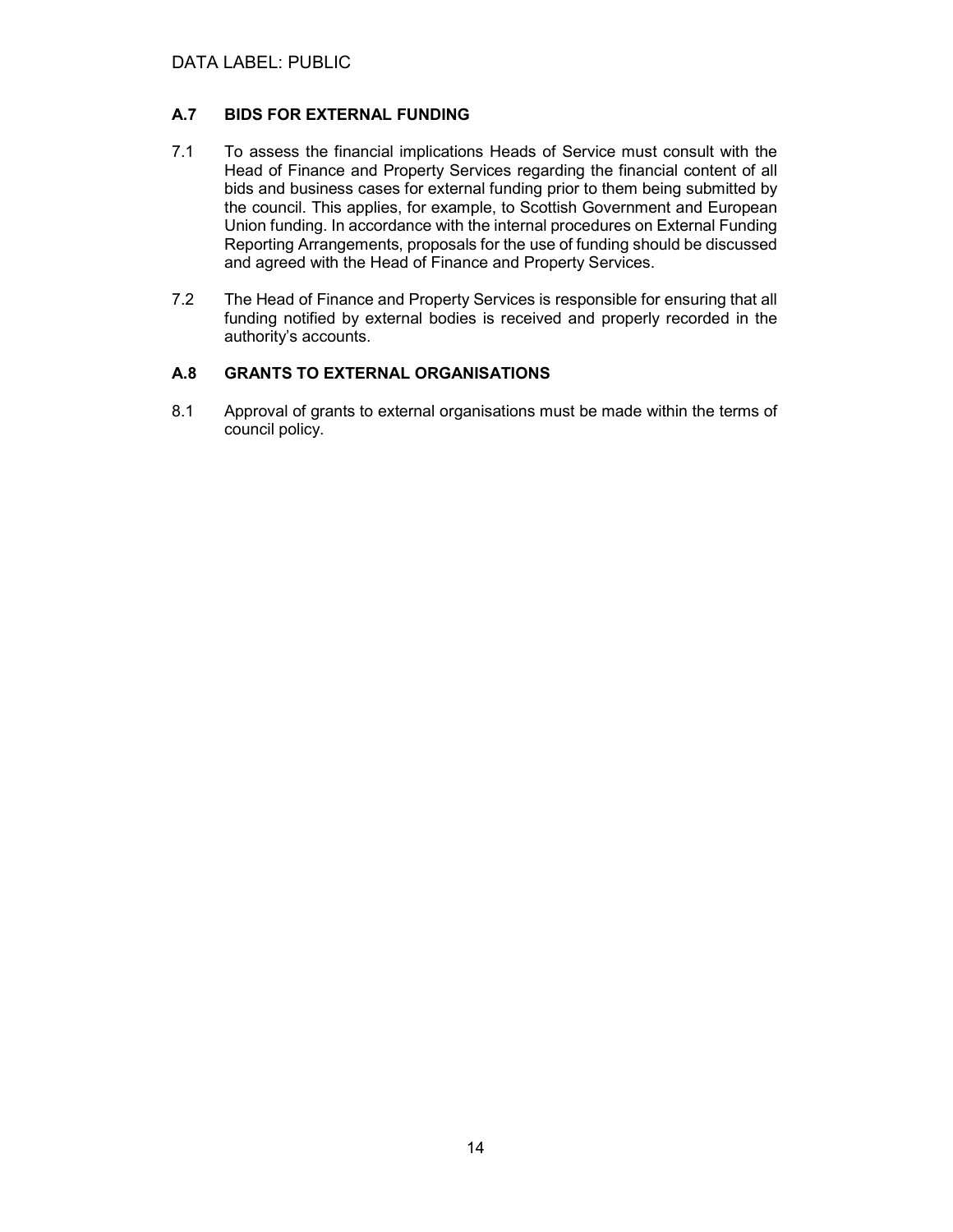### A.7 BIDS FOR EXTERNAL FUNDING

7.1 To assess the financial implications Heads of Service must consult with the Head of Finance and Property Services regarding the financial content of all bids and business cases for external funding prior to them being submitted by the council. This applies, for example, to Scottish Government and European Union funding. In accordance with the internal procedures on External Funding Reporting Arrangements, proposals for the use of funding should be discussed and agreed with the Head of Finance and Property Services.

7.2 The Head of Finance and Property Services is responsible for ensuring that all funding notified by external bodies is received and properly recorded in the authority's accounts.

### A.8 GRANTS TO EXTERNAL ORGANISATIONS

8.1 Approval of grants to external organisations must be made within the terms of council policy.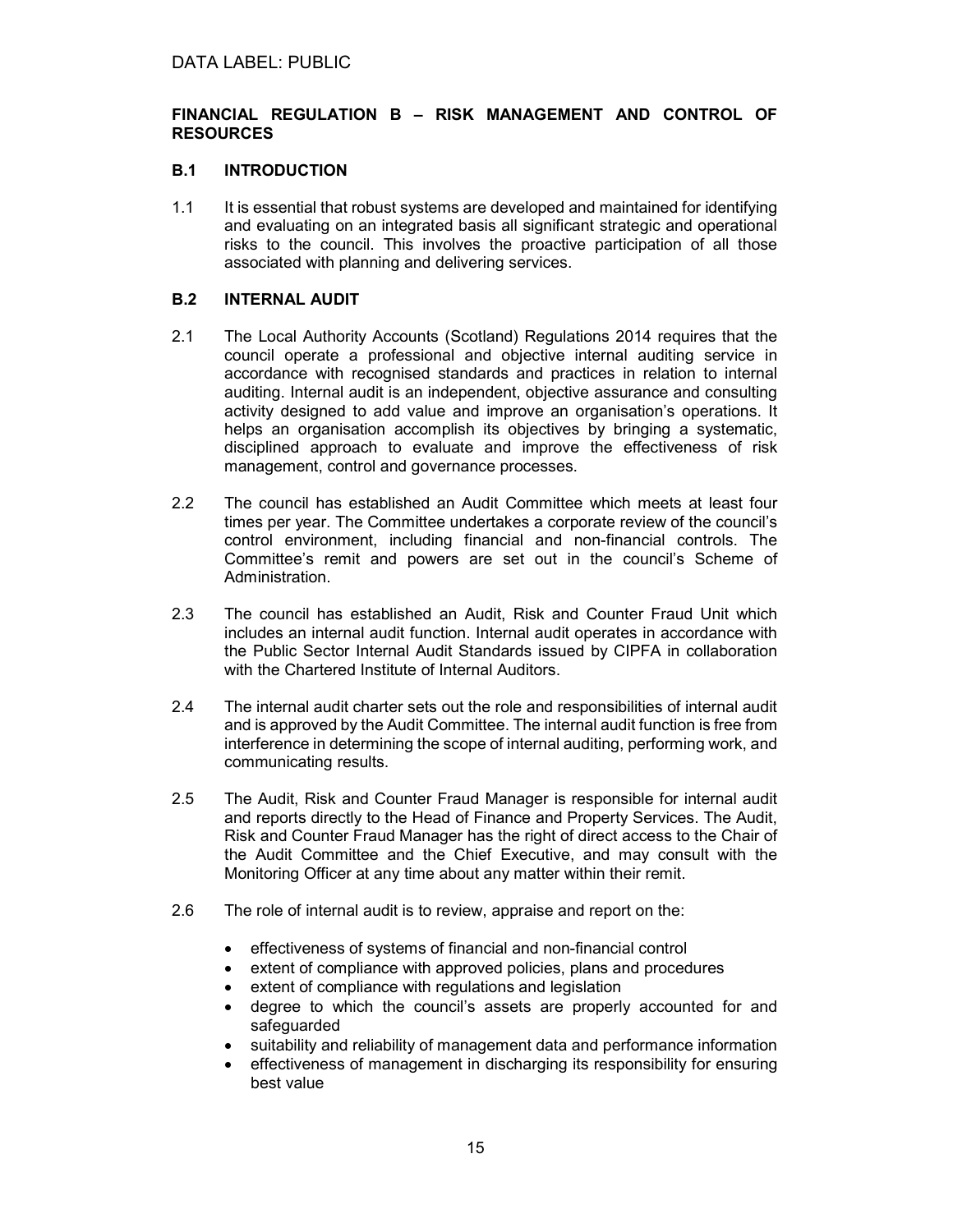DATA LABEL: PUBLIC

## FINANCIAL REGULATION B – RISK MANAGEMENT AND CONTROL OF RESOURCES

### B.1 INTRODUCTION

1.1 It is essential that robust systems are developed and maintained for identifying and evaluating on an integrated basis all significant strategic and operational risks to the council. This involves the proactive participation of all those associated with planning and delivering services.

### B.2 INTERNAL AUDIT

2.1 The Local Authority Accounts (Scotland) Regulations 2014 requires that the council operate a professional and objective internal auditing service in accordance with recognised standards and practices in relation to internal auditing. Internal audit is an independent, objective assurance and consulting activity designed to add value and improve an organisation's operations. It helps an organisation accomplish its objectives by bringing a systematic, disciplined approach to evaluate and improve the effectiveness of risk management, control and governance processes.

2.2 The council has established an Audit Committee which meets at least four times per year. The Committee undertakes a corporate review of the council's control environment, including financial and non-financial controls. The Committee's remit and powers are set out in the council's Scheme of Administration.

2.3 The council has established an Audit, Risk and Counter Fraud Unit which includes an internal audit function. Internal audit operates in accordance with the Public Sector Internal Audit Standards issued by CIPFA in collaboration with the Chartered Institute of Internal Auditors.

2.4 The internal audit charter sets out the role and responsibilities of internal audit and is approved by the Audit Committee. The internal audit function is free from interference in determining the scope of internal auditing, performing work, and communicating results.

2.5 The Audit, Risk and Counter Fraud Manager is responsible for internal audit and reports directly to the Head of Finance and Property Services. The Audit, Risk and Counter Fraud Manager has the right of direct access to the Chair of the Audit Committee and the Chief Executive, and may consult with the Monitoring Officer at any time about any matter within their remit.

2.6 The role of internal audit is to review, appraise and report on the:

- effectiveness of systems of financial and non-financial control
- extent of compliance with approved policies, plans and procedures
- extent of compliance with regulations and legislation
- degree to which the council's assets are properly accounted for and safeguarded
- suitability and reliability of management data and performance information
- effectiveness of management in discharging its responsibility for ensuring best value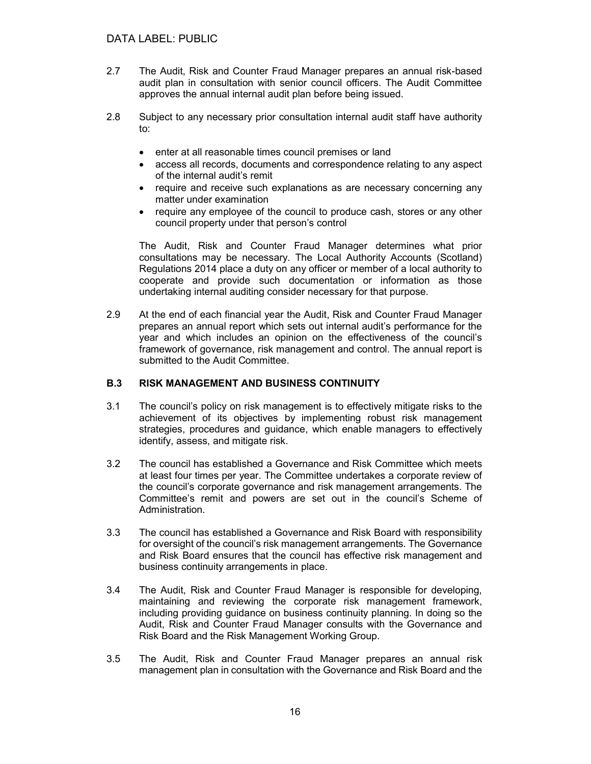2.7 The Audit, Risk and Counter Fraud Manager prepares an annual risk-based audit plan in consultation with senior council officers. The Audit Committee approves the annual internal audit plan before being issued.

2.8 Subject to any necessary prior consultation internal audit staff have authority to:

- enter at all reasonable times council premises or land
- access all records, documents and correspondence relating to any aspect of the internal audit's remit
- require and receive such explanations as are necessary concerning any matter under examination
- require any employee of the council to produce cash, stores or any other council property under that person's control

The Audit, Risk and Counter Fraud Manager determines what prior consultations may be necessary. The Local Authority Accounts (Scotland) Regulations 2014 place a duty on any officer or member of a local authority to cooperate and provide such documentation or information as those undertaking internal auditing consider necessary for that purpose.

2.9 At the end of each financial year the Audit, Risk and Counter Fraud Manager prepares an annual report which sets out internal audit's performance for the year and which includes an opinion on the effectiveness of the council's framework of governance, risk management and control. The annual report is submitted to the Audit Committee.

### B.3 RISK MANAGEMENT AND BUSINESS CONTINUITY

3.1 The council's policy on risk management is to effectively mitigate risks to the achievement of its objectives by implementing robust risk management strategies, procedures and guidance, which enable managers to effectively identify, assess, and mitigate risk.

3.2 The council has established a Governance and Risk Committee which meets at least four times per year. The Committee undertakes a corporate review of the council's corporate governance and risk management arrangements. The Committee's remit and powers are set out in the council's Scheme of Administration.

3.3 The council has established a Governance and Risk Board with responsibility for oversight of the council's risk management arrangements. The Governance and Risk Board ensures that the council has effective risk management and business continuity arrangements in place.

3.4 The Audit, Risk and Counter Fraud Manager is responsible for developing, maintaining and reviewing the corporate risk management framework, including providing guidance on business continuity planning. In doing so the Audit, Risk and Counter Fraud Manager consults with the Governance and Risk Board and the Risk Management Working Group.

3.5 The Audit, Risk and Counter Fraud Manager prepares an annual risk management plan in consultation with the Governance and Risk Board and the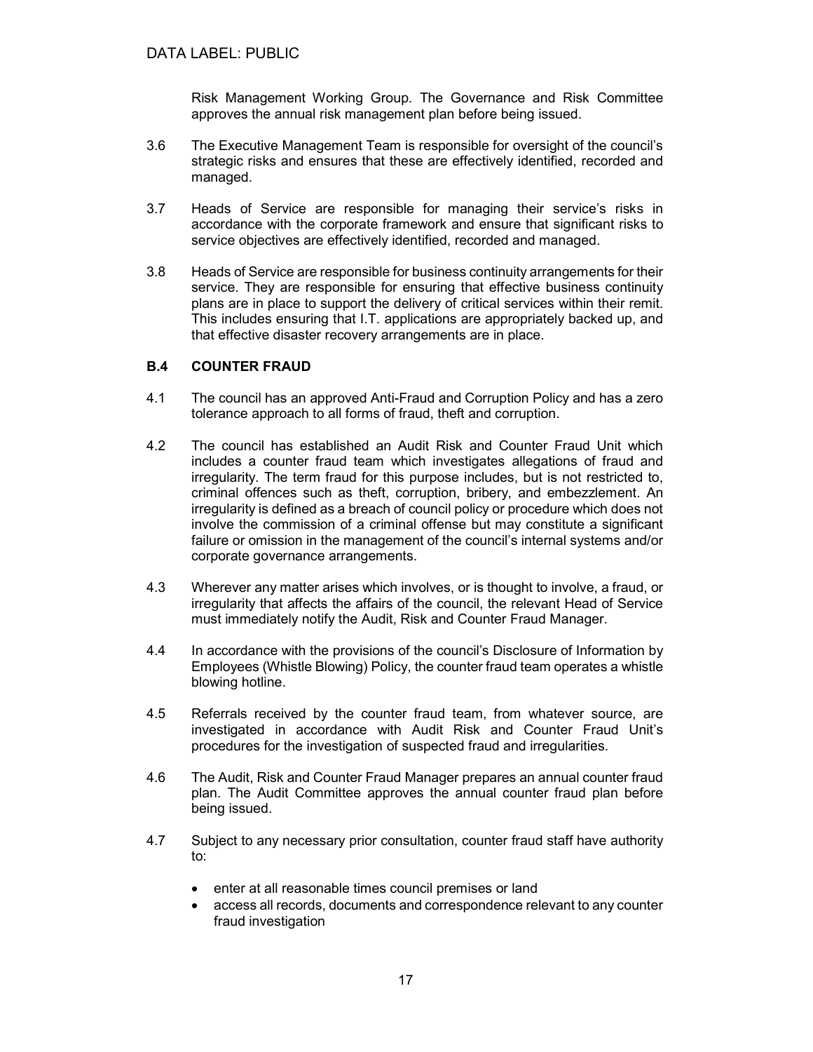Risk Management Working Group. The Governance and Risk Committee approves the annual risk management plan before being issued.

3.6 The Executive Management Team is responsible for oversight of the council's strategic risks and ensures that these are effectively identified, recorded and managed.

3.7 Heads of Service are responsible for managing their service's risks in accordance with the corporate framework and ensure that significant risks to service objectives are effectively identified, recorded and managed.

3.8 Heads of Service are responsible for business continuity arrangements for their service. They are responsible for ensuring that effective business continuity plans are in place to support the delivery of critical services within their remit. This includes ensuring that I.T. applications are appropriately backed up, and that effective disaster recovery arrangements are in place.

### B.4 COUNTER FRAUD

4.1 The council has an approved Anti-Fraud and Corruption Policy and has a zero tolerance approach to all forms of fraud, theft and corruption.

4.2 The council has established an Audit Risk and Counter Fraud Unit which includes a counter fraud team which investigates allegations of fraud and irregularity. The term fraud for this purpose includes, but is not restricted to, criminal offences such as theft, corruption, bribery, and embezzlement. An irregularity is defined as a breach of council policy or procedure which does not involve the commission of a criminal offense but may constitute a significant failure or omission in the management of the council's internal systems and/or corporate governance arrangements.

4.3 Wherever any matter arises which involves, or is thought to involve, a fraud, or irregularity that affects the affairs of the council, the relevant Head of Service must immediately notify the Audit, Risk and Counter Fraud Manager.

4.4 In accordance with the provisions of the council's Disclosure of Information by Employees (Whistle Blowing) Policy, the counter fraud team operates a whistle blowing hotline.

4.5 Referrals received by the counter fraud team, from whatever source, are investigated in accordance with Audit Risk and Counter Fraud Unit's procedures for the investigation of suspected fraud and irregularities.

4.6 The Audit, Risk and Counter Fraud Manager prepares an annual counter fraud plan. The Audit Committee approves the annual counter fraud plan before being issued.

4.7 Subject to any necessary prior consultation, counter fraud staff have authority to:

- enter at all reasonable times council premises or land
- access all records, documents and correspondence relevant to any counter fraud investigation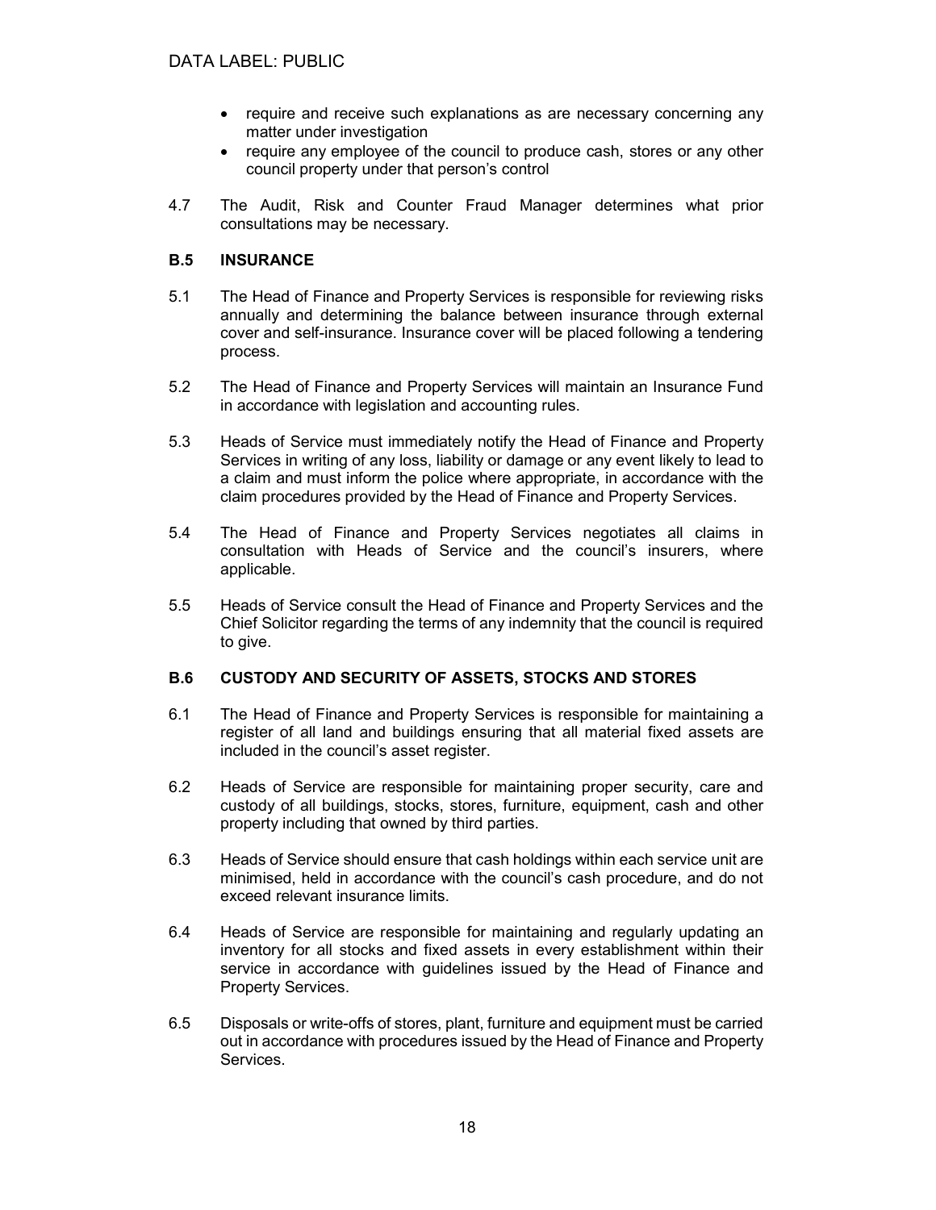- require and receive such explanations as are necessary concerning any matter under investigation
- require any employee of the council to produce cash, stores or any other council property under that person's control

4.7 The Audit, Risk and Counter Fraud Manager determines what prior consultations may be necessary.

### B.5 INSURANCE

5.1 The Head of Finance and Property Services is responsible for reviewing risks annually and determining the balance between insurance through external cover and self-insurance. Insurance cover will be placed following a tendering process.

5.2 The Head of Finance and Property Services will maintain an Insurance Fund in accordance with legislation and accounting rules.

5.3 Heads of Service must immediately notify the Head of Finance and Property Services in writing of any loss, liability or damage or any event likely to lead to a claim and must inform the police where appropriate, in accordance with the claim procedures provided by the Head of Finance and Property Services.

5.4 The Head of Finance and Property Services negotiates all claims in consultation with Heads of Service and the council's insurers, where applicable.

5.5 Heads of Service consult the Head of Finance and Property Services and the Chief Solicitor regarding the terms of any indemnity that the council is required to give.

### B.6 CUSTODY AND SECURITY OF ASSETS, STOCKS AND STORES

6.1 The Head of Finance and Property Services is responsible for maintaining a register of all land and buildings ensuring that all material fixed assets are included in the council's asset register.

6.2 Heads of Service are responsible for maintaining proper security, care and custody of all buildings, stocks, stores, furniture, equipment, cash and other property including that owned by third parties.

6.3 Heads of Service should ensure that cash holdings within each service unit are minimised, held in accordance with the council's cash procedure, and do not exceed relevant insurance limits.

6.4 Heads of Service are responsible for maintaining and regularly updating an inventory for all stocks and fixed assets in every establishment within their service in accordance with guidelines issued by the Head of Finance and Property Services.

6.5 Disposals or write-offs of stores, plant, furniture and equipment must be carried out in accordance with procedures issued by the Head of Finance and Property Services.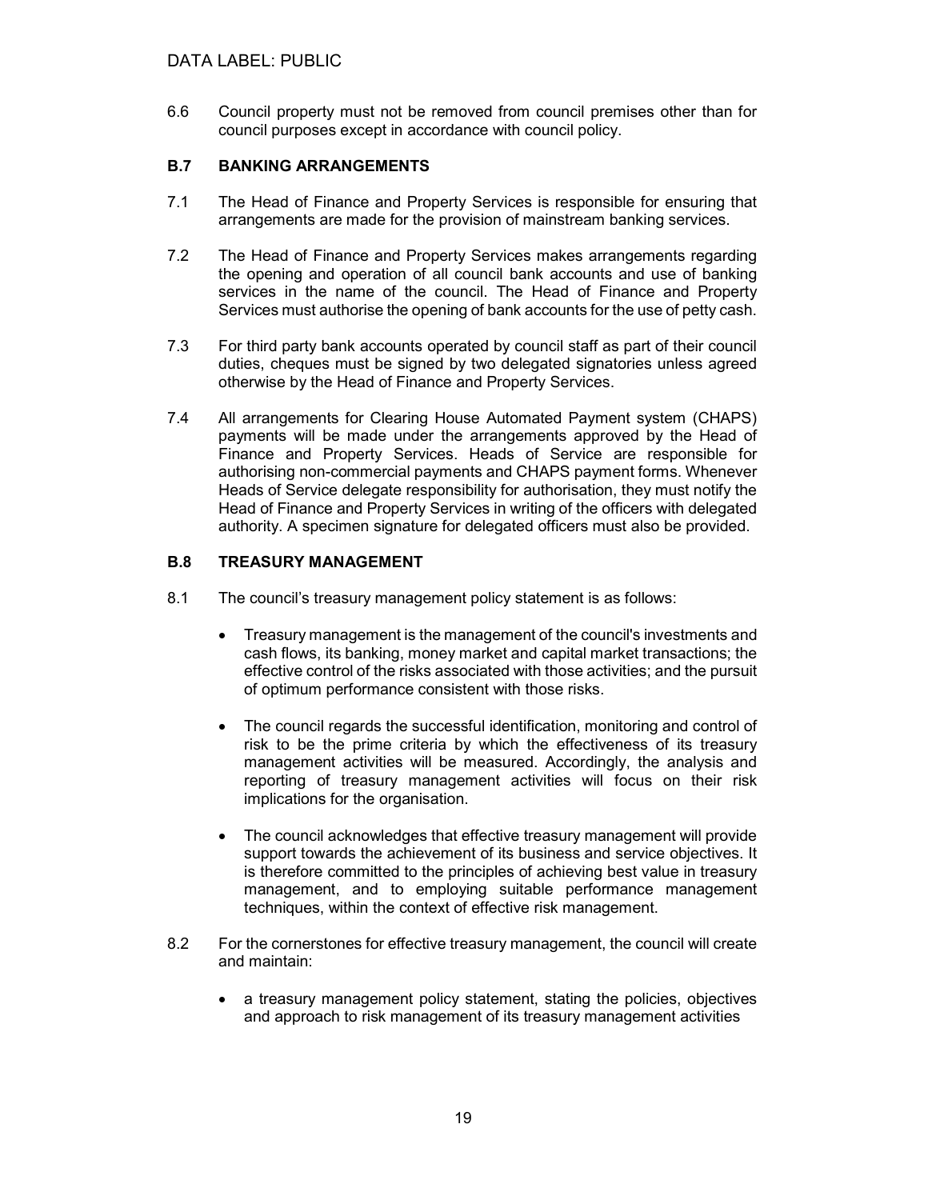DATA LABEL: PUBLIC

6.6 Council property must not be removed from council premises other than for council purposes except in accordance with council policy.

## B.7 BANKING ARRANGEMENTS

7.1 The Head of Finance and Property Services is responsible for ensuring that arrangements are made for the provision of mainstream banking services.

7.2 The Head of Finance and Property Services makes arrangements regarding the opening and operation of all council bank accounts and use of banking services in the name of the council. The Head of Finance and Property Services must authorise the opening of bank accounts for the use of petty cash.

7.3 For third party bank accounts operated by council staff as part of their council duties, cheques must be signed by two delegated signatories unless agreed otherwise by the Head of Finance and Property Services.

7.4 All arrangements for Clearing House Automated Payment system (CHAPS) payments will be made under the arrangements approved by the Head of Finance and Property Services. Heads of Service are responsible for authorising non-commercial payments and CHAPS payment forms. Whenever Heads of Service delegate responsibility for authorisation, they must notify the Head of Finance and Property Services in writing of the officers with delegated authority. A specimen signature for delegated officers must also be provided.

## B.8 TREASURY MANAGEMENT

8.1 The council's treasury management policy statement is as follows:

- Treasury management is the management of the council's investments and cash flows, its banking, money market and capital market transactions; the effective control of the risks associated with those activities; and the pursuit of optimum performance consistent with those risks.
- The council regards the successful identification, monitoring and control of risk to be the prime criteria by which the effectiveness of its treasury management activities will be measured. Accordingly, the analysis and reporting of treasury management activities will focus on their risk implications for the organisation.
- The council acknowledges that effective treasury management will provide support towards the achievement of its business and service objectives. It is therefore committed to the principles of achieving best value in treasury management, and to employing suitable performance management techniques, within the context of effective risk management.

8.2 For the cornerstones for effective treasury management, the council will create and maintain:

- a treasury management policy statement, stating the policies, objectives and approach to risk management of its treasury management activities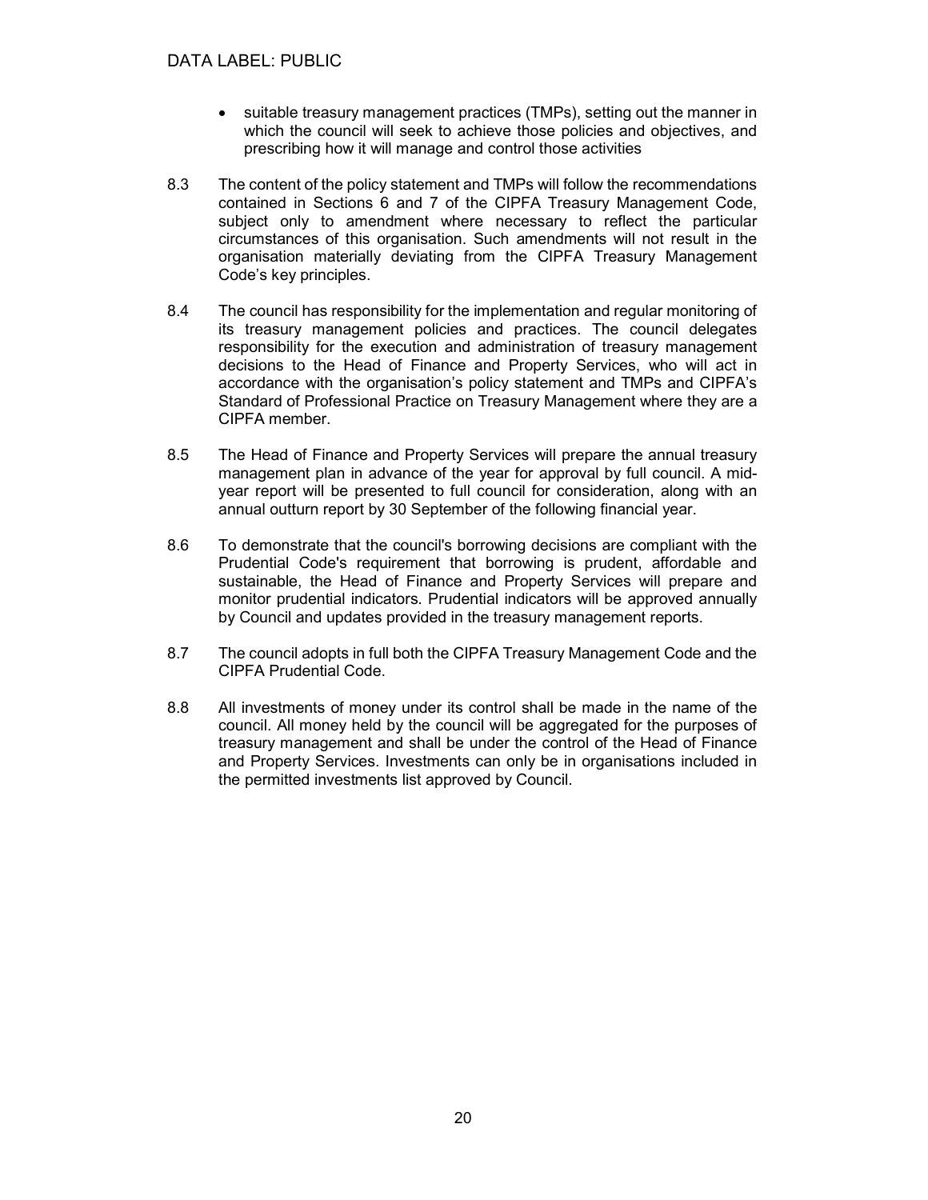- suitable treasury management practices (TMPs), setting out the manner in which the council will seek to achieve those policies and objectives, and prescribing how it will manage and control those activities

8.3 The content of the policy statement and TMPs will follow the recommendations contained in Sections 6 and 7 of the CIPFA Treasury Management Code, subject only to amendment where necessary to reflect the particular circumstances of this organisation. Such amendments will not result in the organisation materially deviating from the CIPFA Treasury Management Code's key principles.

8.4 The council has responsibility for the implementation and regular monitoring of its treasury management policies and practices. The council delegates responsibility for the execution and administration of treasury management decisions to the Head of Finance and Property Services, who will act in accordance with the organisation's policy statement and TMPs and CIPFA's Standard of Professional Practice on Treasury Management where they are a CIPFA member.

8.5 The Head of Finance and Property Services will prepare the annual treasury management plan in advance of the year for approval by full council. A mid-year report will be presented to full council for consideration, along with an annual outturn report by 30 September of the following financial year.

8.6 To demonstrate that the council's borrowing decisions are compliant with the Prudential Code's requirement that borrowing is prudent, affordable and sustainable, the Head of Finance and Property Services will prepare and monitor prudential indicators. Prudential indicators will be approved annually by Council and updates provided in the treasury management reports.

8.7 The council adopts in full both the CIPFA Treasury Management Code and the CIPFA Prudential Code.

8.8 All investments of money under its control shall be made in the name of the council. All money held by the council will be aggregated for the purposes of treasury management and shall be under the control of the Head of Finance and Property Services. Investments can only be in organisations included in the permitted investments list approved by Council.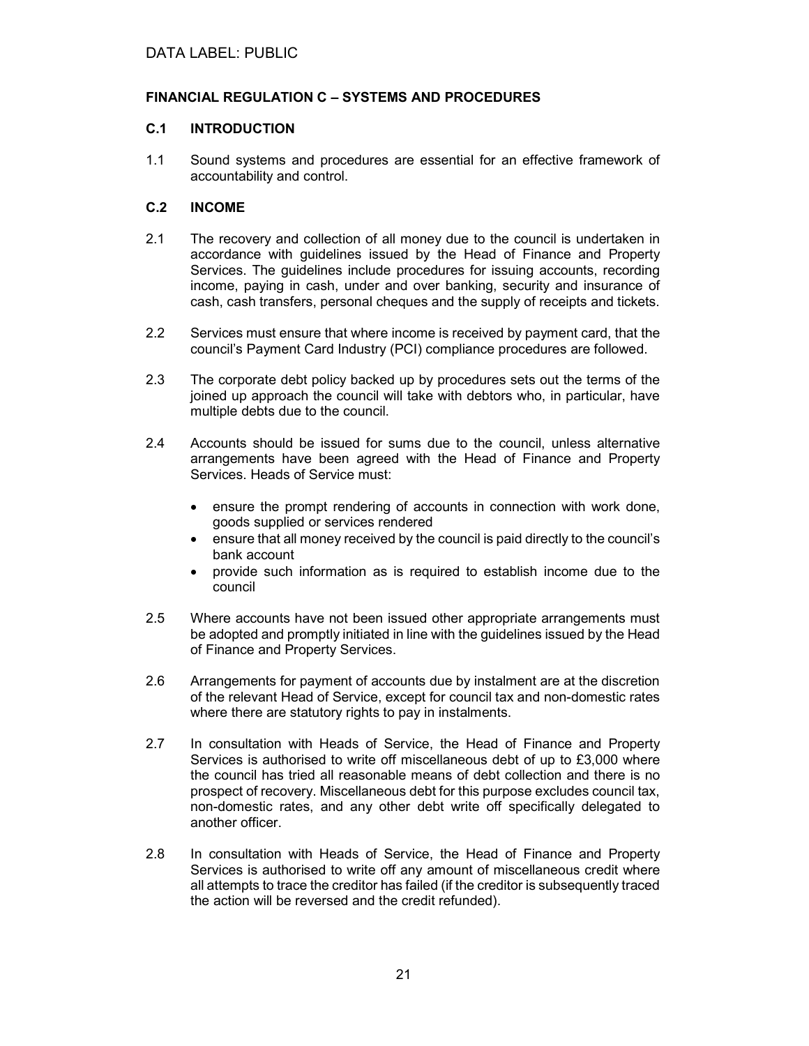DATA LABEL: PUBLIC

## FINANCIAL REGULATION C – SYSTEMS AND PROCEDURES

### C.1 INTRODUCTION

1.1 Sound systems and procedures are essential for an effective framework of accountability and control.

### C.2 INCOME

2.1 The recovery and collection of all money due to the council is undertaken in accordance with guidelines issued by the Head of Finance and Property Services. The guidelines include procedures for issuing accounts, recording income, paying in cash, under and over banking, security and insurance of cash, cash transfers, personal cheques and the supply of receipts and tickets.

2.2 Services must ensure that where income is received by payment card, that the council's Payment Card Industry (PCI) compliance procedures are followed.

2.3 The corporate debt policy backed up by procedures sets out the terms of the joined up approach the council will take with debtors who, in particular, have multiple debts due to the council.

2.4 Accounts should be issued for sums due to the council, unless alternative arrangements have been agreed with the Head of Finance and Property Services. Heads of Service must:

- ensure the prompt rendering of accounts in connection with work done, goods supplied or services rendered
- ensure that all money received by the council is paid directly to the council's bank account
- provide such information as is required to establish income due to the council

2.5 Where accounts have not been issued other appropriate arrangements must be adopted and promptly initiated in line with the guidelines issued by the Head of Finance and Property Services.

2.6 Arrangements for payment of accounts due by instalment are at the discretion of the relevant Head of Service, except for council tax and non-domestic rates where there are statutory rights to pay in instalments.

2.7 In consultation with Heads of Service, the Head of Finance and Property Services is authorised to write off miscellaneous debt of up to £3,000 where the council has tried all reasonable means of debt collection and there is no prospect of recovery. Miscellaneous debt for this purpose excludes council tax, non-domestic rates, and any other debt write off specifically delegated to another officer.

2.8 In consultation with Heads of Service, the Head of Finance and Property Services is authorised to write off any amount of miscellaneous credit where all attempts to trace the creditor has failed (if the creditor is subsequently traced the action will be reversed and the credit refunded).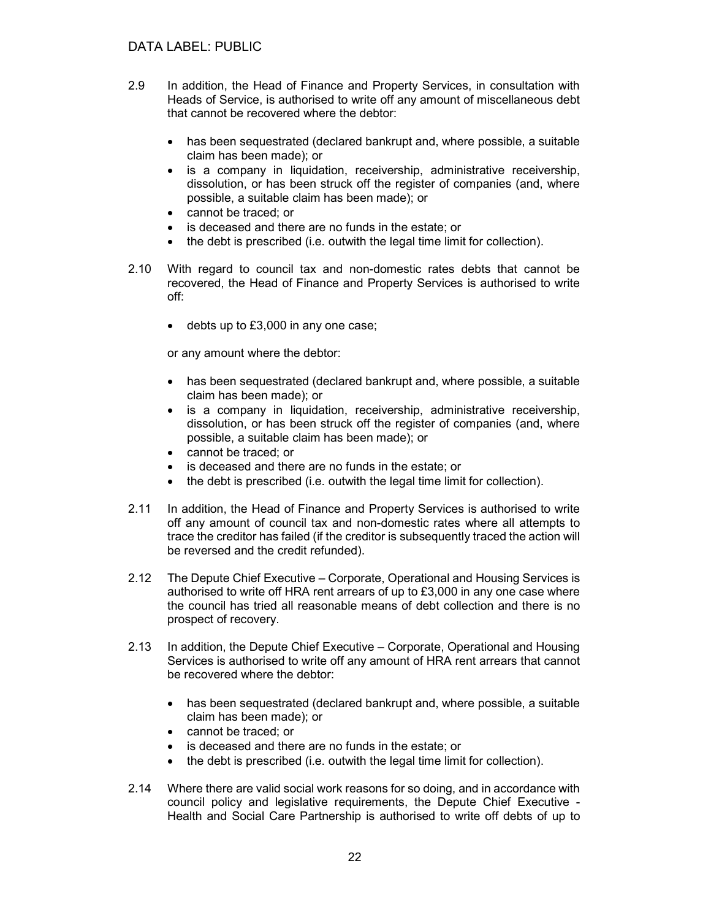2.9 In addition, the Head of Finance and Property Services, in consultation with Heads of Service, is authorised to write off any amount of miscellaneous debt that cannot be recovered where the debtor:

- has been sequestrated (declared bankrupt and, where possible, a suitable claim has been made); or
- is a company in liquidation, receivership, administrative receivership, dissolution, or has been struck off the register of companies (and, where possible, a suitable claim has been made); or
- cannot be traced; or
- is deceased and there are no funds in the estate; or
- the debt is prescribed (i.e. outwith the legal time limit for collection).

2.10 With regard to council tax and non-domestic rates debts that cannot be recovered, the Head of Finance and Property Services is authorised to write off:

- debts up to £3,000 in any one case;

or any amount where the debtor:

- has been sequestrated (declared bankrupt and, where possible, a suitable claim has been made); or
- is a company in liquidation, receivership, administrative receivership, dissolution, or has been struck off the register of companies (and, where possible, a suitable claim has been made); or
- cannot be traced; or
- is deceased and there are no funds in the estate; or
- the debt is prescribed (i.e. outwith the legal time limit for collection).

2.11 In addition, the Head of Finance and Property Services is authorised to write off any amount of council tax and non-domestic rates where all attempts to trace the creditor has failed (if the creditor is subsequently traced the action will be reversed and the credit refunded).

2.12 The Depute Chief Executive – Corporate, Operational and Housing Services is authorised to write off HRA rent arrears of up to £3,000 in any one case where the council has tried all reasonable means of debt collection and there is no prospect of recovery.

2.13 In addition, the Depute Chief Executive – Corporate, Operational and Housing Services is authorised to write off any amount of HRA rent arrears that cannot be recovered where the debtor:

- has been sequestrated (declared bankrupt and, where possible, a suitable claim has been made); or
- cannot be traced; or
- is deceased and there are no funds in the estate; or
- the debt is prescribed (i.e. outwith the legal time limit for collection).

2.14 Where there are valid social work reasons for so doing, and in accordance with council policy and legislative requirements, the Depute Chief Executive - Health and Social Care Partnership is authorised to write off debts of up to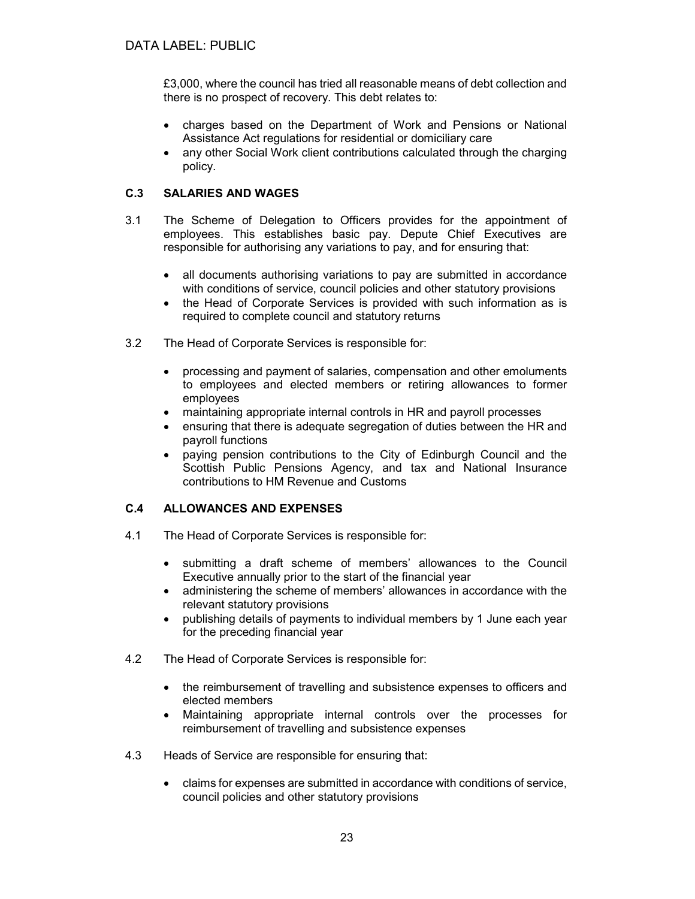£3,000, where the council has tried all reasonable means of debt collection and there is no prospect of recovery. This debt relates to:

- charges based on the Department of Work and Pensions or National Assistance Act regulations for residential or domiciliary care
- any other Social Work client contributions calculated through the charging policy.

### C.3 SALARIES AND WAGES

3.1 The Scheme of Delegation to Officers provides for the appointment of employees. This establishes basic pay. Depute Chief Executives are responsible for authorising any variations to pay, and for ensuring that:

- all documents authorising variations to pay are submitted in accordance with conditions of service, council policies and other statutory provisions
- the Head of Corporate Services is provided with such information as is required to complete council and statutory returns

3.2 The Head of Corporate Services is responsible for:

- processing and payment of salaries, compensation and other emoluments to employees and elected members or retiring allowances to former employees
- maintaining appropriate internal controls in HR and payroll processes
- ensuring that there is adequate segregation of duties between the HR and payroll functions
- paying pension contributions to the City of Edinburgh Council and the Scottish Public Pensions Agency, and tax and National Insurance contributions to HM Revenue and Customs

### C.4 ALLOWANCES AND EXPENSES

4.1 The Head of Corporate Services is responsible for:

- submitting a draft scheme of members' allowances to the Council Executive annually prior to the start of the financial year
- administering the scheme of members' allowances in accordance with the relevant statutory provisions
- publishing details of payments to individual members by 1 June each year for the preceding financial year

4.2 The Head of Corporate Services is responsible for:

- the reimbursement of travelling and subsistence expenses to officers and elected members
- Maintaining appropriate internal controls over the processes for reimbursement of travelling and subsistence expenses

4.3 Heads of Service are responsible for ensuring that:

- claims for expenses are submitted in accordance with conditions of service, council policies and other statutory provisions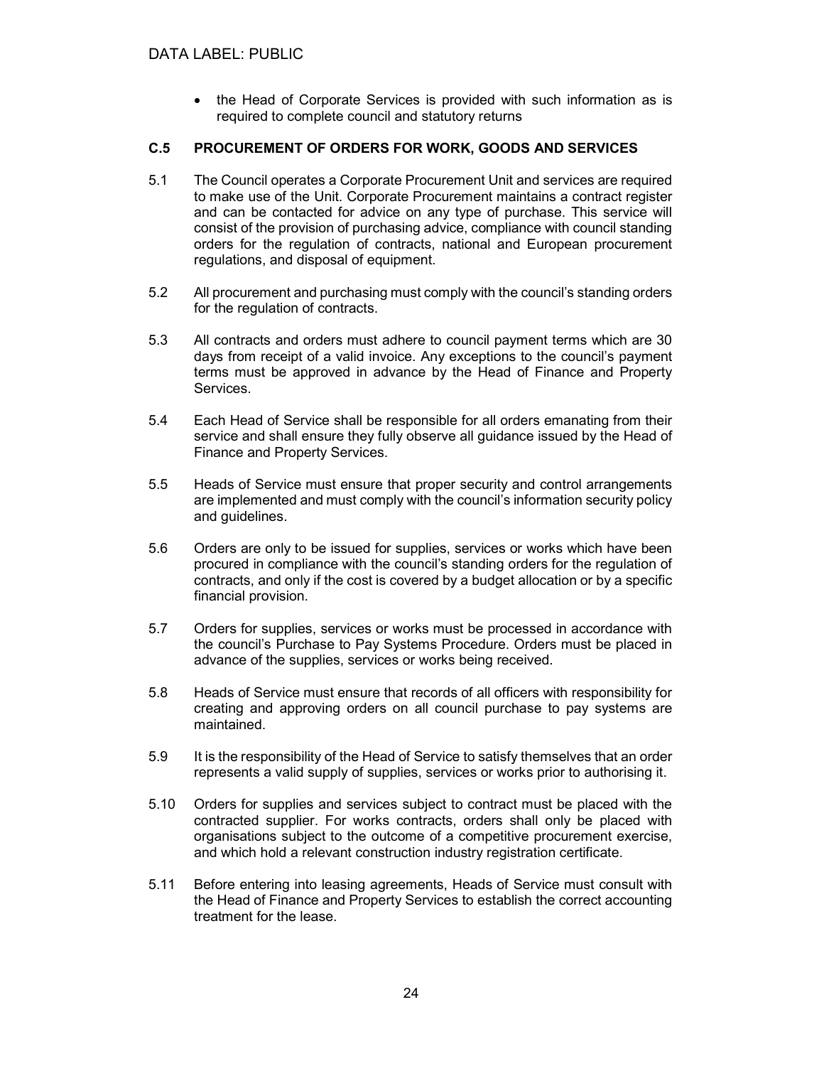- the Head of Corporate Services is provided with such information as is required to complete council and statutory returns

### C.5 PROCUREMENT OF ORDERS FOR WORK, GOODS AND SERVICES

5.1 The Council operates a Corporate Procurement Unit and services are required to make use of the Unit. Corporate Procurement maintains a contract register and can be contacted for advice on any type of purchase. This service will consist of the provision of purchasing advice, compliance with council standing orders for the regulation of contracts, national and European procurement regulations, and disposal of equipment.

5.2 All procurement and purchasing must comply with the council's standing orders for the regulation of contracts.

5.3 All contracts and orders must adhere to council payment terms which are 30 days from receipt of a valid invoice. Any exceptions to the council's payment terms must be approved in advance by the Head of Finance and Property Services.

5.4 Each Head of Service shall be responsible for all orders emanating from their service and shall ensure they fully observe all guidance issued by the Head of Finance and Property Services.

5.5 Heads of Service must ensure that proper security and control arrangements are implemented and must comply with the council's information security policy and guidelines.

5.6 Orders are only to be issued for supplies, services or works which have been procured in compliance with the council's standing orders for the regulation of contracts, and only if the cost is covered by a budget allocation or by a specific financial provision.

5.7 Orders for supplies, services or works must be processed in accordance with the council's Purchase to Pay Systems Procedure. Orders must be placed in advance of the supplies, services or works being received.

5.8 Heads of Service must ensure that records of all officers with responsibility for creating and approving orders on all council purchase to pay systems are maintained.

5.9 It is the responsibility of the Head of Service to satisfy themselves that an order represents a valid supply of supplies, services or works prior to authorising it.

5.10 Orders for supplies and services subject to contract must be placed with the contracted supplier. For works contracts, orders shall only be placed with organisations subject to the outcome of a competitive procurement exercise, and which hold a relevant construction industry registration certificate.

5.11 Before entering into leasing agreements, Heads of Service must consult with the Head of Finance and Property Services to establish the correct accounting treatment for the lease.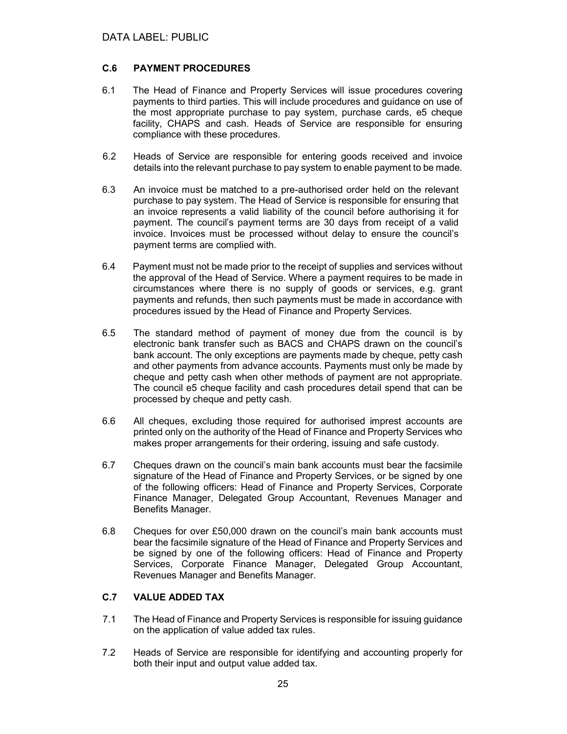## C.6 PAYMENT PROCEDURES

6.1 The Head of Finance and Property Services will issue procedures covering payments to third parties. This will include procedures and guidance on use of the most appropriate purchase to pay system, purchase cards, e5 cheque facility, CHAPS and cash. Heads of Service are responsible for ensuring compliance with these procedures.

6.2 Heads of Service are responsible for entering goods received and invoice details into the relevant purchase to pay system to enable payment to be made.

6.3 An invoice must be matched to a pre-authorised order held on the relevant purchase to pay system. The Head of Service is responsible for ensuring that an invoice represents a valid liability of the council before authorising it for payment. The council's payment terms are 30 days from receipt of a valid invoice. Invoices must be processed without delay to ensure the council's payment terms are complied with.

6.4 Payment must not be made prior to the receipt of supplies and services without the approval of the Head of Service. Where a payment requires to be made in circumstances where there is no supply of goods or services, e.g. grant payments and refunds, then such payments must be made in accordance with procedures issued by the Head of Finance and Property Services.

6.5 The standard method of payment of money due from the council is by electronic bank transfer such as BACS and CHAPS drawn on the council's bank account. The only exceptions are payments made by cheque, petty cash and other payments from advance accounts. Payments must only be made by cheque and petty cash when other methods of payment are not appropriate. The council e5 cheque facility and cash procedures detail spend that can be processed by cheque and petty cash.

6.6 All cheques, excluding those required for authorised imprest accounts are printed only on the authority of the Head of Finance and Property Services who makes proper arrangements for their ordering, issuing and safe custody.

6.7 Cheques drawn on the council's main bank accounts must bear the facsimile signature of the Head of Finance and Property Services, or be signed by one of the following officers: Head of Finance and Property Services, Corporate Finance Manager, Delegated Group Accountant, Revenues Manager and Benefits Manager.

6.8 Cheques for over £50,000 drawn on the council's main bank accounts must bear the facsimile signature of the Head of Finance and Property Services and be signed by one of the following officers: Head of Finance and Property Services, Corporate Finance Manager, Delegated Group Accountant, Revenues Manager and Benefits Manager.

## C.7 VALUE ADDED TAX

7.1 The Head of Finance and Property Services is responsible for issuing guidance on the application of value added tax rules.

7.2 Heads of Service are responsible for identifying and accounting properly for both their input and output value added tax.